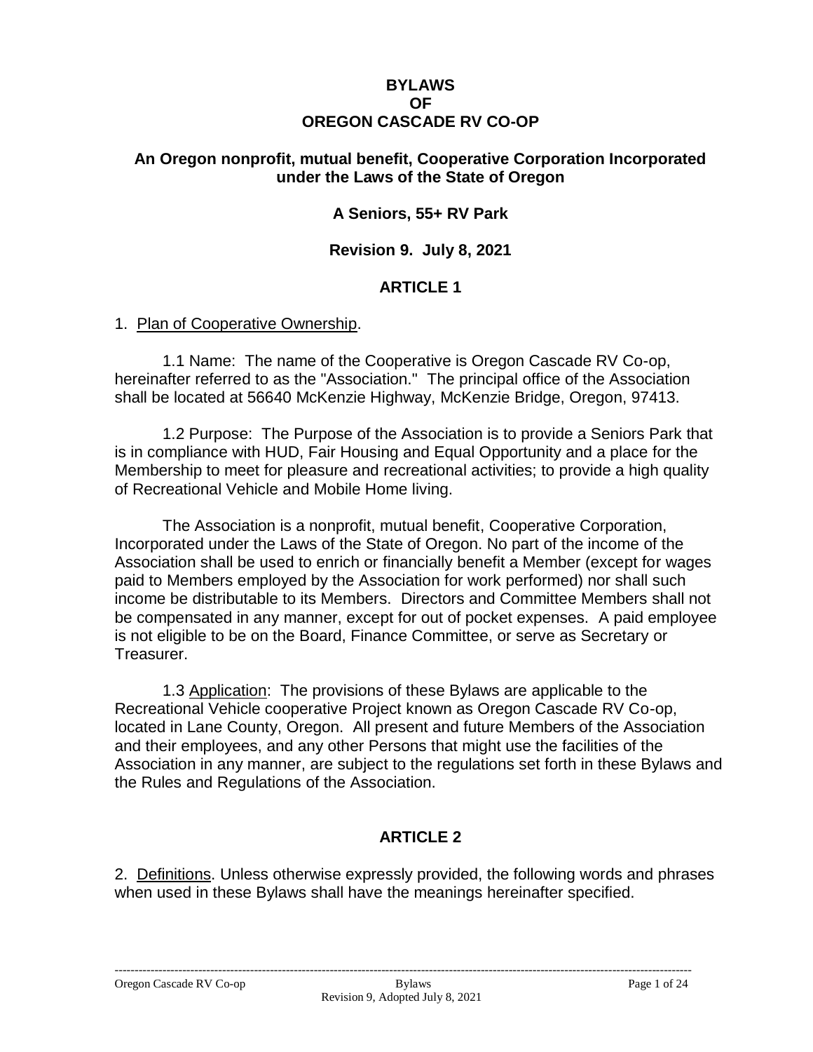# BYLAWS
# OF
# OREGON CASCADE RV CO-OP

**An Oregon nonprofit, mutual benefit, Cooperative Corporation Incorporated under the Laws of the State of Oregon**

**A Seniors, 55+ RV Park**

**Revision 9. July 8, 2021**

## ARTICLE 1

1. Plan of Cooperative Ownership.

1.1 Name: The name of the Cooperative is Oregon Cascade RV Co-op, hereinafter referred to as the "Association." The principal office of the Association shall be located at 56640 McKenzie Highway, McKenzie Bridge, Oregon, 97413.

1.2 Purpose: The Purpose of the Association is to provide a Seniors Park that is in compliance with HUD, Fair Housing and Equal Opportunity and a place for the Membership to meet for pleasure and recreational activities; to provide a high quality of Recreational Vehicle and Mobile Home living.

The Association is a nonprofit, mutual benefit, Cooperative Corporation, Incorporated under the Laws of the State of Oregon. No part of the income of the Association shall be used to enrich or financially benefit a Member (except for wages paid to Members employed by the Association for work performed) nor shall such income be distributable to its Members. Directors and Committee Members shall not be compensated in any manner, except for out of pocket expenses. A paid employee is not eligible to be on the Board, Finance Committee, or serve as Secretary or Treasurer.

1.3 Application: The provisions of these Bylaws are applicable to the Recreational Vehicle cooperative Project known as Oregon Cascade RV Co-op, located in Lane County, Oregon. All present and future Members of the Association and their employees, and any other Persons that might use the facilities of the Association in any manner, are subject to the regulations set forth in these Bylaws and the Rules and Regulations of the Association.

## ARTICLE 2

2. Definitions. Unless otherwise expressly provided, the following words and phrases when used in these Bylaws shall have the meanings hereinafter specified.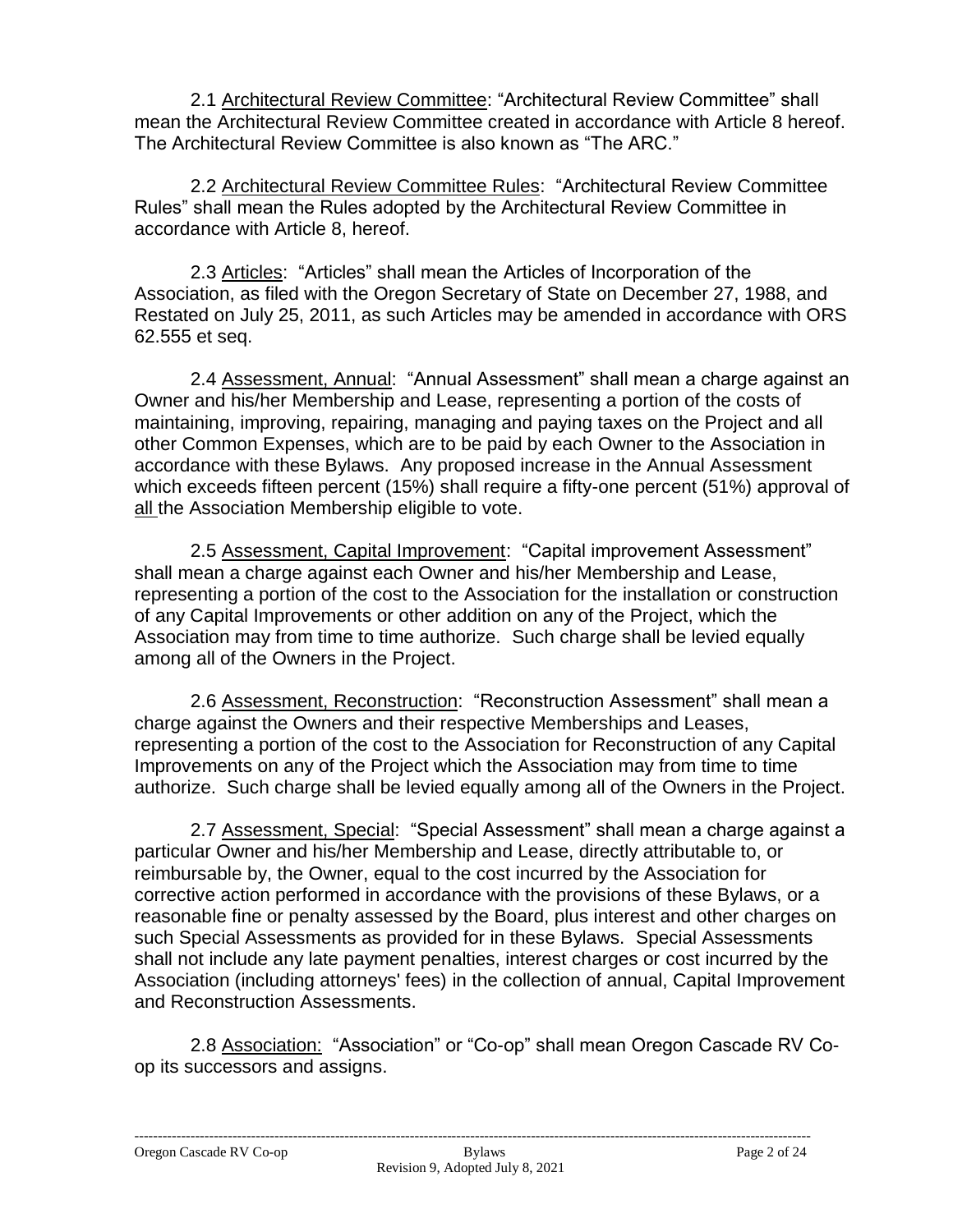2.1 Architectural Review Committee: "Architectural Review Committee" shall mean the Architectural Review Committee created in accordance with Article 8 hereof. The Architectural Review Committee is also known as "The ARC."

2.2 Architectural Review Committee Rules: "Architectural Review Committee Rules" shall mean the Rules adopted by the Architectural Review Committee in accordance with Article 8, hereof.

2.3 Articles: "Articles" shall mean the Articles of Incorporation of the Association, as filed with the Oregon Secretary of State on December 27, 1988, and Restated on July 25, 2011, as such Articles may be amended in accordance with ORS 62.555 et seq.

2.4 Assessment, Annual: "Annual Assessment" shall mean a charge against an Owner and his/her Membership and Lease, representing a portion of the costs of maintaining, improving, repairing, managing and paying taxes on the Project and all other Common Expenses, which are to be paid by each Owner to the Association in accordance with these Bylaws. Any proposed increase in the Annual Assessment which exceeds fifteen percent (15%) shall require a fifty-one percent (51%) approval of all the Association Membership eligible to vote.

2.5 Assessment, Capital Improvement: "Capital improvement Assessment" shall mean a charge against each Owner and his/her Membership and Lease, representing a portion of the cost to the Association for the installation or construction of any Capital Improvements or other addition on any of the Project, which the Association may from time to time authorize. Such charge shall be levied equally among all of the Owners in the Project.

2.6 Assessment, Reconstruction: "Reconstruction Assessment" shall mean a charge against the Owners and their respective Memberships and Leases, representing a portion of the cost to the Association for Reconstruction of any Capital Improvements on any of the Project which the Association may from time to time authorize. Such charge shall be levied equally among all of the Owners in the Project.

2.7 Assessment, Special: "Special Assessment" shall mean a charge against a particular Owner and his/her Membership and Lease, directly attributable to, or reimbursable by, the Owner, equal to the cost incurred by the Association for corrective action performed in accordance with the provisions of these Bylaws, or a reasonable fine or penalty assessed by the Board, plus interest and other charges on such Special Assessments as provided for in these Bylaws. Special Assessments shall not include any late payment penalties, interest charges or cost incurred by the Association (including attorneys' fees) in the collection of annual, Capital Improvement and Reconstruction Assessments.

2.8 Association: "Association" or "Co-op" shall mean Oregon Cascade RV Co-op its successors and assigns.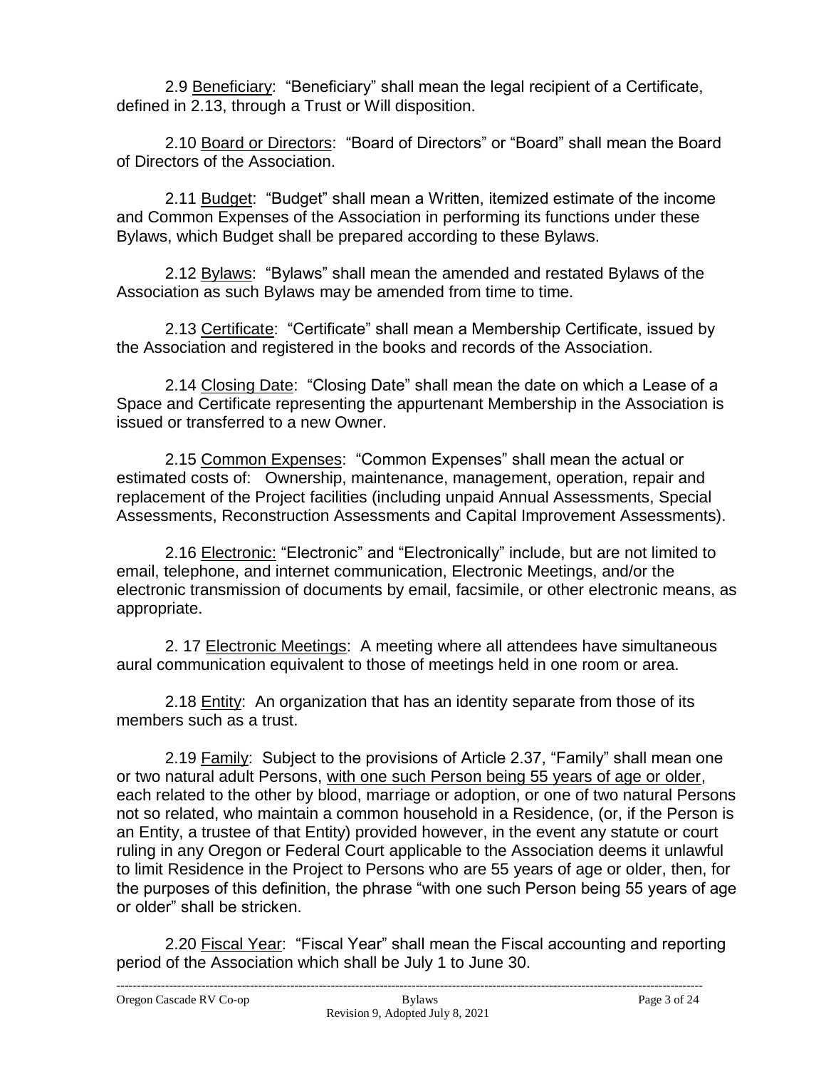2.9 <u>Beneficiary</u>: "Beneficiary" shall mean the legal recipient of a Certificate, defined in 2.13, through a Trust or Will disposition.

2.10 <u>Board or Directors</u>: "Board of Directors" or "Board" shall mean the Board of Directors of the Association.

2.11 <u>Budget</u>: "Budget" shall mean a Written, itemized estimate of the income and Common Expenses of the Association in performing its functions under these Bylaws, which Budget shall be prepared according to these Bylaws.

2.12 <u>Bylaws</u>: "Bylaws" shall mean the amended and restated Bylaws of the Association as such Bylaws may be amended from time to time.

2.13 <u>Certificate</u>: "Certificate" shall mean a Membership Certificate, issued by the Association and registered in the books and records of the Association.

2.14 <u>Closing Date</u>: "Closing Date" shall mean the date on which a Lease of a Space and Certificate representing the appurtenant Membership in the Association is issued or transferred to a new Owner.

2.15 <u>Common Expenses</u>: "Common Expenses" shall mean the actual or estimated costs of: Ownership, maintenance, management, operation, repair and replacement of the Project facilities (including unpaid Annual Assessments, Special Assessments, Reconstruction Assessments and Capital Improvement Assessments).

2.16 <u>Electronic:</u> "Electronic" and "Electronically" include, but are not limited to email, telephone, and internet communication, Electronic Meetings, and/or the electronic transmission of documents by email, facsimile, or other electronic means, as appropriate.

2. 17 <u>Electronic Meetings</u>: A meeting where all attendees have simultaneous aural communication equivalent to those of meetings held in one room or area.

2.18 <u>Entity</u>: An organization that has an identity separate from those of its members such as a trust.

2.19 <u>Family</u>: Subject to the provisions of Article 2.37, "Family" shall mean one or two natural adult Persons, <u>with one such Person being 55 years of age or older</u>, each related to the other by blood, marriage or adoption, or one of two natural Persons not so related, who maintain a common household in a Residence, (or, if the Person is an Entity, a trustee of that Entity) provided however, in the event any statute or court ruling in any Oregon or Federal Court applicable to the Association deems it unlawful to limit Residence in the Project to Persons who are 55 years of age or older, then, for the purposes of this definition, the phrase "with one such Person being 55 years of age or older" shall be stricken.

2.20 <u>Fiscal Year</u>: "Fiscal Year" shall mean the Fiscal accounting and reporting period of the Association which shall be July 1 to June 30.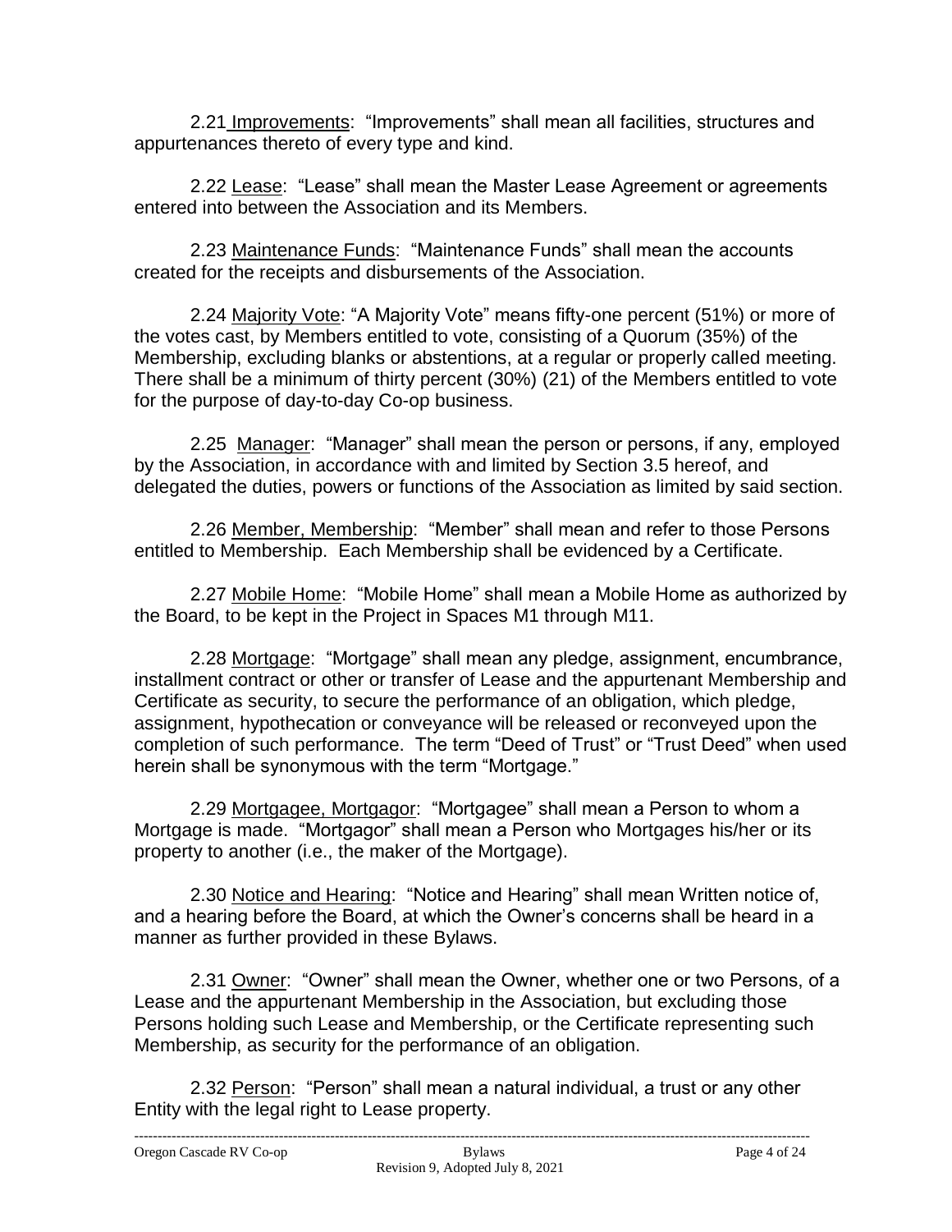2.21 Improvements: "Improvements" shall mean all facilities, structures and appurtenances thereto of every type and kind.

2.22 Lease: "Lease" shall mean the Master Lease Agreement or agreements entered into between the Association and its Members.

2.23 Maintenance Funds: "Maintenance Funds" shall mean the accounts created for the receipts and disbursements of the Association.

2.24 Majority Vote: "A Majority Vote" means fifty-one percent (51%) or more of the votes cast, by Members entitled to vote, consisting of a Quorum (35%) of the Membership, excluding blanks or abstentions, at a regular or properly called meeting. There shall be a minimum of thirty percent (30%) (21) of the Members entitled to vote for the purpose of day-to-day Co-op business.

2.25 Manager: "Manager" shall mean the person or persons, if any, employed by the Association, in accordance with and limited by Section 3.5 hereof, and delegated the duties, powers or functions of the Association as limited by said section.

2.26 Member, Membership: "Member" shall mean and refer to those Persons entitled to Membership. Each Membership shall be evidenced by a Certificate.

2.27 Mobile Home: "Mobile Home" shall mean a Mobile Home as authorized by the Board, to be kept in the Project in Spaces M1 through M11.

2.28 Mortgage: "Mortgage" shall mean any pledge, assignment, encumbrance, installment contract or other or transfer of Lease and the appurtenant Membership and Certificate as security, to secure the performance of an obligation, which pledge, assignment, hypothecation or conveyance will be released or reconveyed upon the completion of such performance. The term "Deed of Trust" or "Trust Deed" when used herein shall be synonymous with the term "Mortgage."

2.29 Mortgagee, Mortgagor: "Mortgagee" shall mean a Person to whom a Mortgage is made. "Mortgagor" shall mean a Person who Mortgages his/her or its property to another (i.e., the maker of the Mortgage).

2.30 Notice and Hearing: "Notice and Hearing" shall mean Written notice of, and a hearing before the Board, at which the Owner's concerns shall be heard in a manner as further provided in these Bylaws.

2.31 Owner: "Owner" shall mean the Owner, whether one or two Persons, of a Lease and the appurtenant Membership in the Association, but excluding those Persons holding such Lease and Membership, or the Certificate representing such Membership, as security for the performance of an obligation.

2.32 Person: "Person" shall mean a natural individual, a trust or any other Entity with the legal right to Lease property.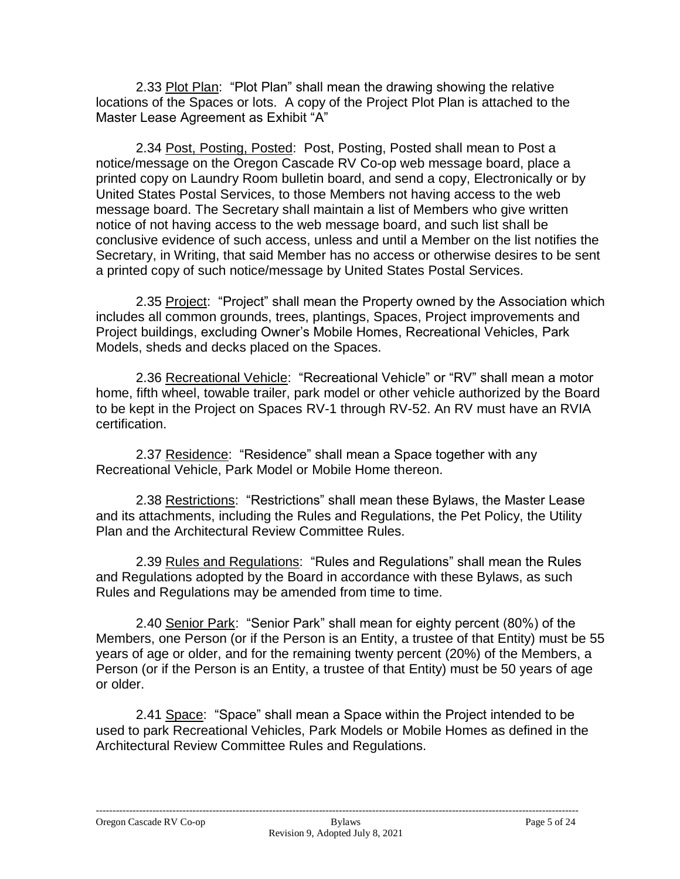2.33 Plot Plan: "Plot Plan" shall mean the drawing showing the relative locations of the Spaces or lots. A copy of the Project Plot Plan is attached to the Master Lease Agreement as Exhibit "A"

2.34 Post, Posting, Posted: Post, Posting, Posted shall mean to Post a notice/message on the Oregon Cascade RV Co-op web message board, place a printed copy on Laundry Room bulletin board, and send a copy, Electronically or by United States Postal Services, to those Members not having access to the web message board. The Secretary shall maintain a list of Members who give written notice of not having access to the web message board, and such list shall be conclusive evidence of such access, unless and until a Member on the list notifies the Secretary, in Writing, that said Member has no access or otherwise desires to be sent a printed copy of such notice/message by United States Postal Services.

2.35 Project: "Project" shall mean the Property owned by the Association which includes all common grounds, trees, plantings, Spaces, Project improvements and Project buildings, excluding Owner's Mobile Homes, Recreational Vehicles, Park Models, sheds and decks placed on the Spaces.

2.36 Recreational Vehicle: "Recreational Vehicle" or "RV" shall mean a motor home, fifth wheel, towable trailer, park model or other vehicle authorized by the Board to be kept in the Project on Spaces RV-1 through RV-52. An RV must have an RVIA certification.

2.37 Residence: "Residence" shall mean a Space together with any Recreational Vehicle, Park Model or Mobile Home thereon.

2.38 Restrictions: "Restrictions" shall mean these Bylaws, the Master Lease and its attachments, including the Rules and Regulations, the Pet Policy, the Utility Plan and the Architectural Review Committee Rules.

2.39 Rules and Regulations: "Rules and Regulations" shall mean the Rules and Regulations adopted by the Board in accordance with these Bylaws, as such Rules and Regulations may be amended from time to time.

2.40 Senior Park: "Senior Park" shall mean for eighty percent (80%) of the Members, one Person (or if the Person is an Entity, a trustee of that Entity) must be 55 years of age or older, and for the remaining twenty percent (20%) of the Members, a Person (or if the Person is an Entity, a trustee of that Entity) must be 50 years of age or older.

2.41 Space: "Space" shall mean a Space within the Project intended to be used to park Recreational Vehicles, Park Models or Mobile Homes as defined in the Architectural Review Committee Rules and Regulations.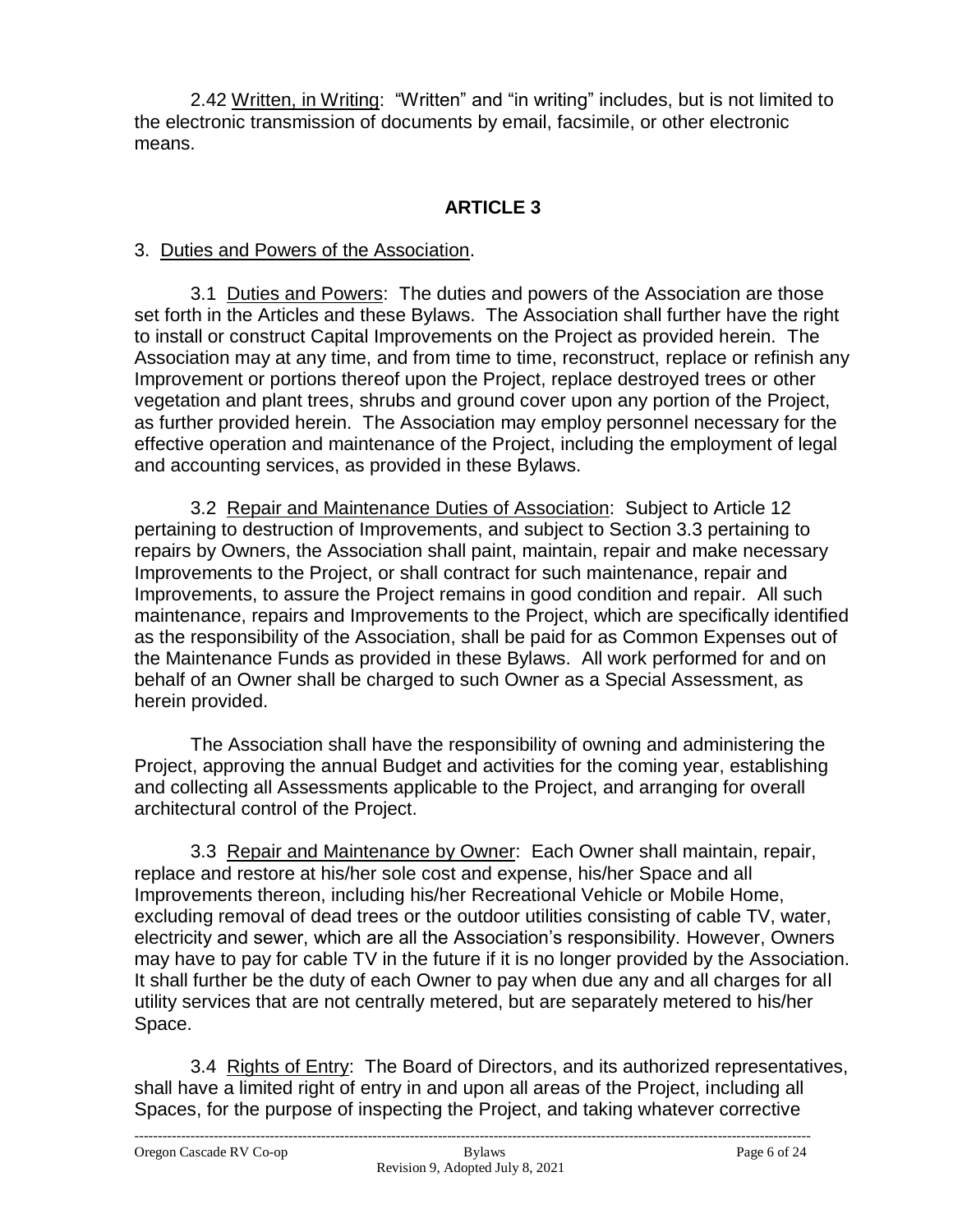2.42 Written, in Writing: "Written" and "in writing" includes, but is not limited to the electronic transmission of documents by email, facsimile, or other electronic means.

## ARTICLE 3

3. Duties and Powers of the Association.

3.1 Duties and Powers: The duties and powers of the Association are those set forth in the Articles and these Bylaws. The Association shall further have the right to install or construct Capital Improvements on the Project as provided herein. The Association may at any time, and from time to time, reconstruct, replace or refinish any Improvement or portions thereof upon the Project, replace destroyed trees or other vegetation and plant trees, shrubs and ground cover upon any portion of the Project, as further provided herein. The Association may employ personnel necessary for the effective operation and maintenance of the Project, including the employment of legal and accounting services, as provided in these Bylaws.

3.2 Repair and Maintenance Duties of Association: Subject to Article 12 pertaining to destruction of Improvements, and subject to Section 3.3 pertaining to repairs by Owners, the Association shall paint, maintain, repair and make necessary Improvements to the Project, or shall contract for such maintenance, repair and Improvements, to assure the Project remains in good condition and repair. All such maintenance, repairs and Improvements to the Project, which are specifically identified as the responsibility of the Association, shall be paid for as Common Expenses out of the Maintenance Funds as provided in these Bylaws. All work performed for and on behalf of an Owner shall be charged to such Owner as a Special Assessment, as herein provided.

The Association shall have the responsibility of owning and administering the Project, approving the annual Budget and activities for the coming year, establishing and collecting all Assessments applicable to the Project, and arranging for overall architectural control of the Project.

3.3 Repair and Maintenance by Owner: Each Owner shall maintain, repair, replace and restore at his/her sole cost and expense, his/her Space and all Improvements thereon, including his/her Recreational Vehicle or Mobile Home, excluding removal of dead trees or the outdoor utilities consisting of cable TV, water, electricity and sewer, which are all the Association's responsibility. However, Owners may have to pay for cable TV in the future if it is no longer provided by the Association. It shall further be the duty of each Owner to pay when due any and all charges for all utility services that are not centrally metered, but are separately metered to his/her Space.

3.4 Rights of Entry: The Board of Directors, and its authorized representatives, shall have a limited right of entry in and upon all areas of the Project, including all Spaces, for the purpose of inspecting the Project, and taking whatever corrective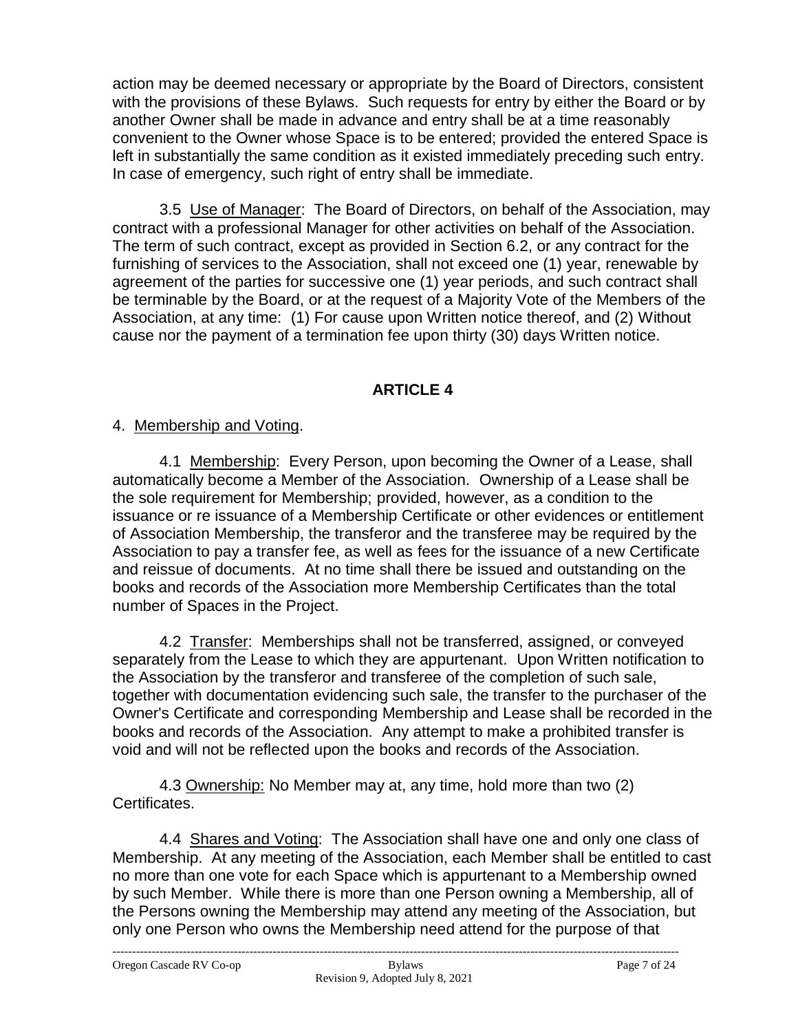action may be deemed necessary or appropriate by the Board of Directors, consistent with the provisions of these Bylaws. Such requests for entry by either the Board or by another Owner shall be made in advance and entry shall be at a time reasonably convenient to the Owner whose Space is to be entered; provided the entered Space is left in substantially the same condition as it existed immediately preceding such entry. In case of emergency, such right of entry shall be immediate.

3.5 Use of Manager: The Board of Directors, on behalf of the Association, may contract with a professional Manager for other activities on behalf of the Association. The term of such contract, except as provided in Section 6.2, or any contract for the furnishing of services to the Association, shall not exceed one (1) year, renewable by agreement of the parties for successive one (1) year periods, and such contract shall be terminable by the Board, or at the request of a Majority Vote of the Members of the Association, at any time: (1) For cause upon Written notice thereof, and (2) Without cause nor the payment of a termination fee upon thirty (30) days Written notice.

## ARTICLE 4

4. Membership and Voting.

4.1 Membership: Every Person, upon becoming the Owner of a Lease, shall automatically become a Member of the Association. Ownership of a Lease shall be the sole requirement for Membership; provided, however, as a condition to the issuance or re issuance of a Membership Certificate or other evidences or entitlement of Association Membership, the transferor and the transferee may be required by the Association to pay a transfer fee, as well as fees for the issuance of a new Certificate and reissue of documents. At no time shall there be issued and outstanding on the books and records of the Association more Membership Certificates than the total number of Spaces in the Project.

4.2 Transfer: Memberships shall not be transferred, assigned, or conveyed separately from the Lease to which they are appurtenant. Upon Written notification to the Association by the transferor and transferee of the completion of such sale, together with documentation evidencing such sale, the transfer to the purchaser of the Owner's Certificate and corresponding Membership and Lease shall be recorded in the books and records of the Association. Any attempt to make a prohibited transfer is void and will not be reflected upon the books and records of the Association.

4.3 Ownership: No Member may at, any time, hold more than two (2) Certificates.

4.4 Shares and Voting: The Association shall have one and only one class of Membership. At any meeting of the Association, each Member shall be entitled to cast no more than one vote for each Space which is appurtenant to a Membership owned by such Member. While there is more than one Person owning a Membership, all of the Persons owning the Membership may attend any meeting of the Association, but only one Person who owns the Membership need attend for the purpose of that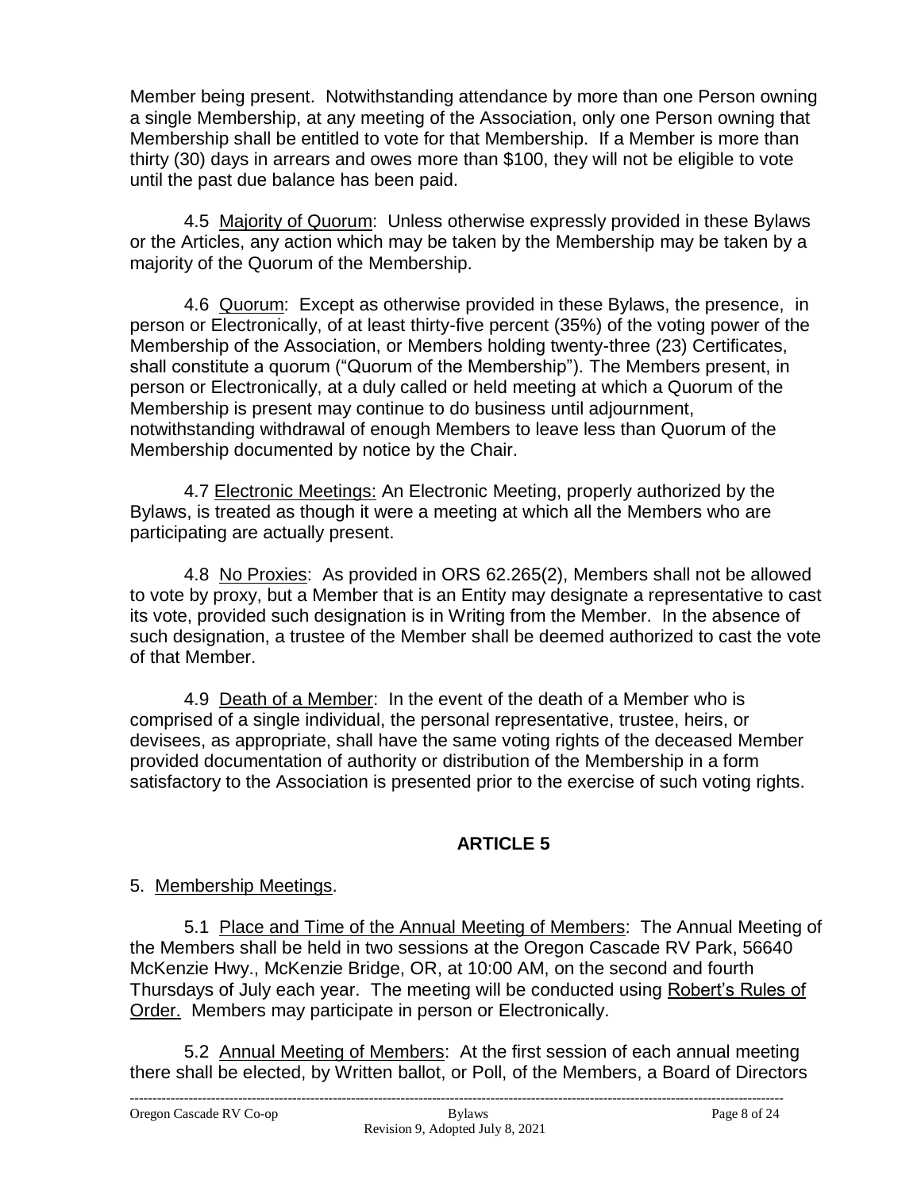Member being present. Notwithstanding attendance by more than one Person owning a single Membership, at any meeting of the Association, only one Person owning that Membership shall be entitled to vote for that Membership. If a Member is more than thirty (30) days in arrears and owes more than $100, they will not be eligible to vote until the past due balance has been paid.

4.5 Majority of Quorum: Unless otherwise expressly provided in these Bylaws or the Articles, any action which may be taken by the Membership may be taken by a majority of the Quorum of the Membership.

4.6 Quorum: Except as otherwise provided in these Bylaws, the presence, in person or Electronically, of at least thirty-five percent (35%) of the voting power of the Membership of the Association, or Members holding twenty-three (23) Certificates, shall constitute a quorum ("Quorum of the Membership"). The Members present, in person or Electronically, at a duly called or held meeting at which a Quorum of the Membership is present may continue to do business until adjournment, notwithstanding withdrawal of enough Members to leave less than Quorum of the Membership documented by notice by the Chair.

4.7 Electronic Meetings: An Electronic Meeting, properly authorized by the Bylaws, is treated as though it were a meeting at which all the Members who are participating are actually present.

4.8 No Proxies: As provided in ORS 62.265(2), Members shall not be allowed to vote by proxy, but a Member that is an Entity may designate a representative to cast its vote, provided such designation is in Writing from the Member. In the absence of such designation, a trustee of the Member shall be deemed authorized to cast the vote of that Member.

4.9 Death of a Member: In the event of the death of a Member who is comprised of a single individual, the personal representative, trustee, heirs, or devisees, as appropriate, shall have the same voting rights of the deceased Member provided documentation of authority or distribution of the Membership in a form satisfactory to the Association is presented prior to the exercise of such voting rights.

## ARTICLE 5

5. Membership Meetings.

5.1 Place and Time of the Annual Meeting of Members: The Annual Meeting of the Members shall be held in two sessions at the Oregon Cascade RV Park, 56640 McKenzie Hwy., McKenzie Bridge, OR, at 10:00 AM, on the second and fourth Thursdays of July each year. The meeting will be conducted using Robert's Rules of Order. Members may participate in person or Electronically.

5.2 Annual Meeting of Members: At the first session of each annual meeting there shall be elected, by Written ballot, or Poll, of the Members, a Board of Directors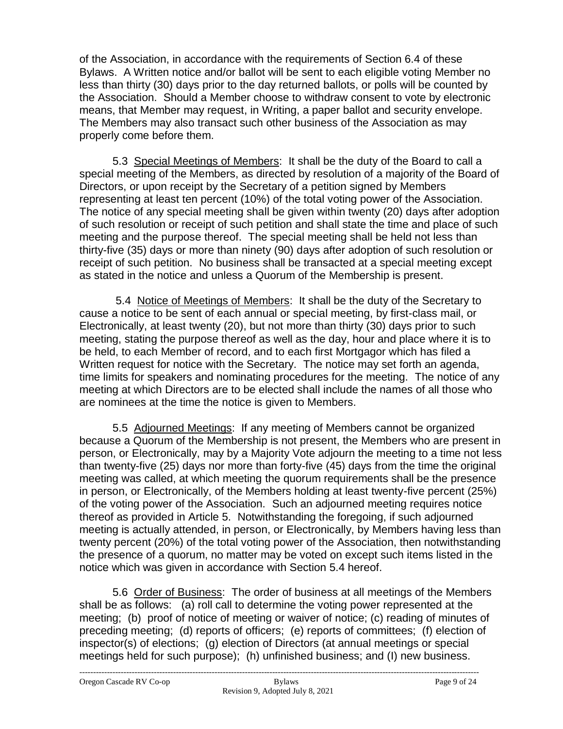of the Association, in accordance with the requirements of Section 6.4 of these Bylaws. A Written notice and/or ballot will be sent to each eligible voting Member no less than thirty (30) days prior to the day returned ballots, or polls will be counted by the Association. Should a Member choose to withdraw consent to vote by electronic means, that Member may request, in Writing, a paper ballot and security envelope. The Members may also transact such other business of the Association as may properly come before them.

5.3 Special Meetings of Members: It shall be the duty of the Board to call a special meeting of the Members, as directed by resolution of a majority of the Board of Directors, or upon receipt by the Secretary of a petition signed by Members representing at least ten percent (10%) of the total voting power of the Association. The notice of any special meeting shall be given within twenty (20) days after adoption of such resolution or receipt of such petition and shall state the time and place of such meeting and the purpose thereof. The special meeting shall be held not less than thirty-five (35) days or more than ninety (90) days after adoption of such resolution or receipt of such petition. No business shall be transacted at a special meeting except as stated in the notice and unless a Quorum of the Membership is present.

5.4 Notice of Meetings of Members: It shall be the duty of the Secretary to cause a notice to be sent of each annual or special meeting, by first-class mail, or Electronically, at least twenty (20), but not more than thirty (30) days prior to such meeting, stating the purpose thereof as well as the day, hour and place where it is to be held, to each Member of record, and to each first Mortgagor which has filed a Written request for notice with the Secretary. The notice may set forth an agenda, time limits for speakers and nominating procedures for the meeting. The notice of any meeting at which Directors are to be elected shall include the names of all those who are nominees at the time the notice is given to Members.

5.5 Adjourned Meetings: If any meeting of Members cannot be organized because a Quorum of the Membership is not present, the Members who are present in person, or Electronically, may by a Majority Vote adjourn the meeting to a time not less than twenty-five (25) days nor more than forty-five (45) days from the time the original meeting was called, at which meeting the quorum requirements shall be the presence in person, or Electronically, of the Members holding at least twenty-five percent (25%) of the voting power of the Association. Such an adjourned meeting requires notice thereof as provided in Article 5. Notwithstanding the foregoing, if such adjourned meeting is actually attended, in person, or Electronically, by Members having less than twenty percent (20%) of the total voting power of the Association, then notwithstanding the presence of a quorum, no matter may be voted on except such items listed in the notice which was given in accordance with Section 5.4 hereof.

5.6 Order of Business: The order of business at all meetings of the Members shall be as follows: (a) roll call to determine the voting power represented at the meeting; (b) proof of notice of meeting or waiver of notice; (c) reading of minutes of preceding meeting; (d) reports of officers; (e) reports of committees; (f) election of inspector(s) of elections; (g) election of Directors (at annual meetings or special meetings held for such purpose); (h) unfinished business; and (I) new business.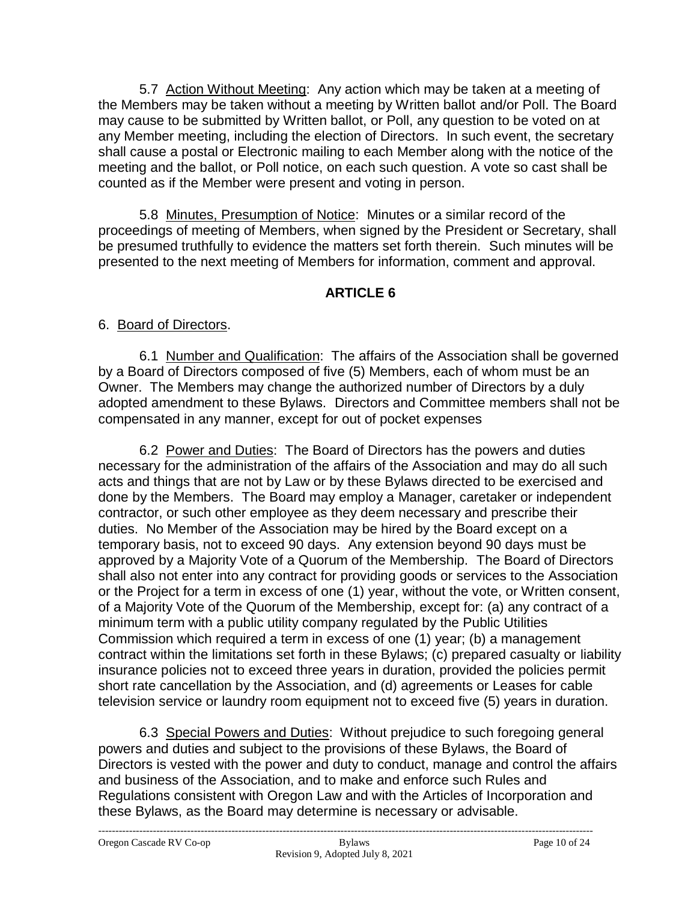5.7 Action Without Meeting: Any action which may be taken at a meeting of the Members may be taken without a meeting by Written ballot and/or Poll. The Board may cause to be submitted by Written ballot, or Poll, any question to be voted on at any Member meeting, including the election of Directors. In such event, the secretary shall cause a postal or Electronic mailing to each Member along with the notice of the meeting and the ballot, or Poll notice, on each such question. A vote so cast shall be counted as if the Member were present and voting in person.

5.8 Minutes, Presumption of Notice: Minutes or a similar record of the proceedings of meeting of Members, when signed by the President or Secretary, shall be presumed truthfully to evidence the matters set forth therein. Such minutes will be presented to the next meeting of Members for information, comment and approval.

## ARTICLE 6

6. Board of Directors.

6.1 Number and Qualification: The affairs of the Association shall be governed by a Board of Directors composed of five (5) Members, each of whom must be an Owner. The Members may change the authorized number of Directors by a duly adopted amendment to these Bylaws. Directors and Committee members shall not be compensated in any manner, except for out of pocket expenses

6.2 Power and Duties: The Board of Directors has the powers and duties necessary for the administration of the affairs of the Association and may do all such acts and things that are not by Law or by these Bylaws directed to be exercised and done by the Members. The Board may employ a Manager, caretaker or independent contractor, or such other employee as they deem necessary and prescribe their duties. No Member of the Association may be hired by the Board except on a temporary basis, not to exceed 90 days. Any extension beyond 90 days must be approved by a Majority Vote of a Quorum of the Membership. The Board of Directors shall also not enter into any contract for providing goods or services to the Association or the Project for a term in excess of one (1) year, without the vote, or Written consent, of a Majority Vote of the Quorum of the Membership, except for: (a) any contract of a minimum term with a public utility company regulated by the Public Utilities Commission which required a term in excess of one (1) year; (b) a management contract within the limitations set forth in these Bylaws; (c) prepared casualty or liability insurance policies not to exceed three years in duration, provided the policies permit short rate cancellation by the Association, and (d) agreements or Leases for cable television service or laundry room equipment not to exceed five (5) years in duration.

6.3 Special Powers and Duties: Without prejudice to such foregoing general powers and duties and subject to the provisions of these Bylaws, the Board of Directors is vested with the power and duty to conduct, manage and control the affairs and business of the Association, and to make and enforce such Rules and Regulations consistent with Oregon Law and with the Articles of Incorporation and these Bylaws, as the Board may determine is necessary or advisable.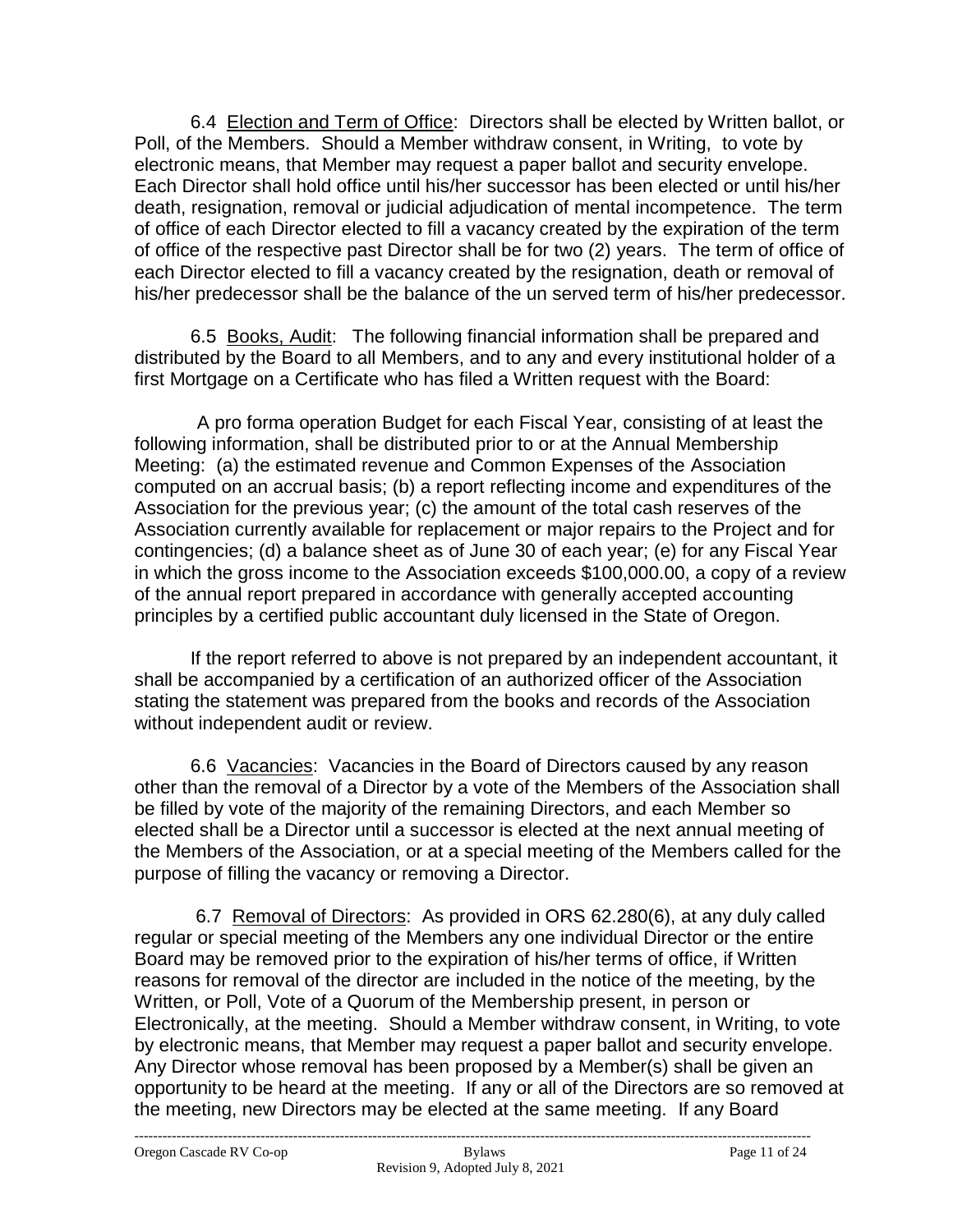6.4 Election and Term of Office: Directors shall be elected by Written ballot, or Poll, of the Members. Should a Member withdraw consent, in Writing, to vote by electronic means, that Member may request a paper ballot and security envelope. Each Director shall hold office until his/her successor has been elected or until his/her death, resignation, removal or judicial adjudication of mental incompetence. The term of office of each Director elected to fill a vacancy created by the expiration of the term of office of the respective past Director shall be for two (2) years. The term of office of each Director elected to fill a vacancy created by the resignation, death or removal of his/her predecessor shall be the balance of the un served term of his/her predecessor.

6.5 Books, Audit: The following financial information shall be prepared and distributed by the Board to all Members, and to any and every institutional holder of a first Mortgage on a Certificate who has filed a Written request with the Board:

A pro forma operation Budget for each Fiscal Year, consisting of at least the following information, shall be distributed prior to or at the Annual Membership Meeting: (a) the estimated revenue and Common Expenses of the Association computed on an accrual basis; (b) a report reflecting income and expenditures of the Association for the previous year; (c) the amount of the total cash reserves of the Association currently available for replacement or major repairs to the Project and for contingencies; (d) a balance sheet as of June 30 of each year; (e) for any Fiscal Year in which the gross income to the Association exceeds $100,000.00, a copy of a review of the annual report prepared in accordance with generally accepted accounting principles by a certified public accountant duly licensed in the State of Oregon.

If the report referred to above is not prepared by an independent accountant, it shall be accompanied by a certification of an authorized officer of the Association stating the statement was prepared from the books and records of the Association without independent audit or review.

6.6 Vacancies: Vacancies in the Board of Directors caused by any reason other than the removal of a Director by a vote of the Members of the Association shall be filled by vote of the majority of the remaining Directors, and each Member so elected shall be a Director until a successor is elected at the next annual meeting of the Members of the Association, or at a special meeting of the Members called for the purpose of filling the vacancy or removing a Director.

6.7 Removal of Directors: As provided in ORS 62.280(6), at any duly called regular or special meeting of the Members any one individual Director or the entire Board may be removed prior to the expiration of his/her terms of office, if Written reasons for removal of the director are included in the notice of the meeting, by the Written, or Poll, Vote of a Quorum of the Membership present, in person or Electronically, at the meeting. Should a Member withdraw consent, in Writing, to vote by electronic means, that Member may request a paper ballot and security envelope. Any Director whose removal has been proposed by a Member(s) shall be given an opportunity to be heard at the meeting. If any or all of the Directors are so removed at the meeting, new Directors may be elected at the same meeting. If any Board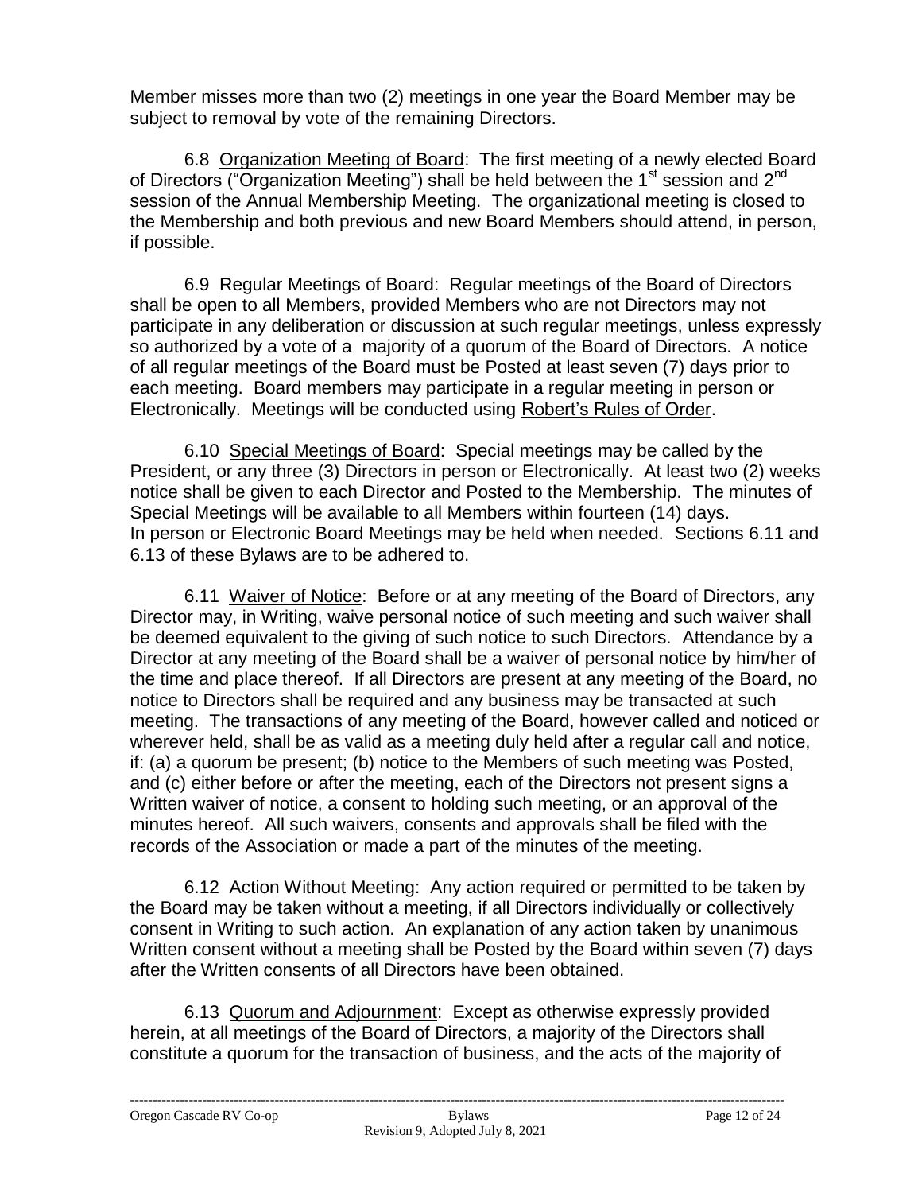Member misses more than two (2) meetings in one year the Board Member may be subject to removal by vote of the remaining Directors.

6.8 Organization Meeting of Board: The first meeting of a newly elected Board of Directors ("Organization Meeting") shall be held between the 1st session and 2nd session of the Annual Membership Meeting. The organizational meeting is closed to the Membership and both previous and new Board Members should attend, in person, if possible.

6.9 Regular Meetings of Board: Regular meetings of the Board of Directors shall be open to all Members, provided Members who are not Directors may not participate in any deliberation or discussion at such regular meetings, unless expressly so authorized by a vote of a majority of a quorum of the Board of Directors. A notice of all regular meetings of the Board must be Posted at least seven (7) days prior to each meeting. Board members may participate in a regular meeting in person or Electronically. Meetings will be conducted using Robert's Rules of Order.

6.10 Special Meetings of Board: Special meetings may be called by the President, or any three (3) Directors in person or Electronically. At least two (2) weeks notice shall be given to each Director and Posted to the Membership. The minutes of Special Meetings will be available to all Members within fourteen (14) days. In person or Electronic Board Meetings may be held when needed. Sections 6.11 and 6.13 of these Bylaws are to be adhered to.

6.11 Waiver of Notice: Before or at any meeting of the Board of Directors, any Director may, in Writing, waive personal notice of such meeting and such waiver shall be deemed equivalent to the giving of such notice to such Directors. Attendance by a Director at any meeting of the Board shall be a waiver of personal notice by him/her of the time and place thereof. If all Directors are present at any meeting of the Board, no notice to Directors shall be required and any business may be transacted at such meeting. The transactions of any meeting of the Board, however called and noticed or wherever held, shall be as valid as a meeting duly held after a regular call and notice, if: (a) a quorum be present; (b) notice to the Members of such meeting was Posted, and (c) either before or after the meeting, each of the Directors not present signs a Written waiver of notice, a consent to holding such meeting, or an approval of the minutes hereof. All such waivers, consents and approvals shall be filed with the records of the Association or made a part of the minutes of the meeting.

6.12 Action Without Meeting: Any action required or permitted to be taken by the Board may be taken without a meeting, if all Directors individually or collectively consent in Writing to such action. An explanation of any action taken by unanimous Written consent without a meeting shall be Posted by the Board within seven (7) days after the Written consents of all Directors have been obtained.

6.13 Quorum and Adjournment: Except as otherwise expressly provided herein, at all meetings of the Board of Directors, a majority of the Directors shall constitute a quorum for the transaction of business, and the acts of the majority of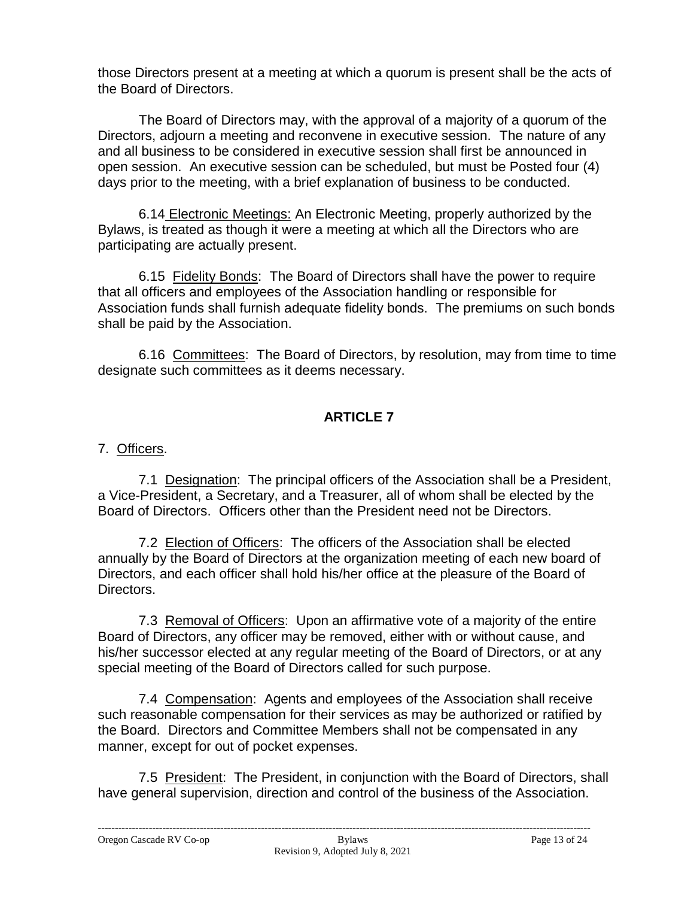those Directors present at a meeting at which a quorum is present shall be the acts of the Board of Directors.

The Board of Directors may, with the approval of a majority of a quorum of the Directors, adjourn a meeting and reconvene in executive session. The nature of any and all business to be considered in executive session shall first be announced in open session. An executive session can be scheduled, but must be Posted four (4) days prior to the meeting, with a brief explanation of business to be conducted.

6.14 Electronic Meetings: An Electronic Meeting, properly authorized by the Bylaws, is treated as though it were a meeting at which all the Directors who are participating are actually present.

6.15 Fidelity Bonds: The Board of Directors shall have the power to require that all officers and employees of the Association handling or responsible for Association funds shall furnish adequate fidelity bonds. The premiums on such bonds shall be paid by the Association.

6.16 Committees: The Board of Directors, by resolution, may from time to time designate such committees as it deems necessary.

## ARTICLE 7

7. Officers.

7.1 Designation: The principal officers of the Association shall be a President, a Vice-President, a Secretary, and a Treasurer, all of whom shall be elected by the Board of Directors. Officers other than the President need not be Directors.

7.2 Election of Officers: The officers of the Association shall be elected annually by the Board of Directors at the organization meeting of each new board of Directors, and each officer shall hold his/her office at the pleasure of the Board of Directors.

7.3 Removal of Officers: Upon an affirmative vote of a majority of the entire Board of Directors, any officer may be removed, either with or without cause, and his/her successor elected at any regular meeting of the Board of Directors, or at any special meeting of the Board of Directors called for such purpose.

7.4 Compensation: Agents and employees of the Association shall receive such reasonable compensation for their services as may be authorized or ratified by the Board. Directors and Committee Members shall not be compensated in any manner, except for out of pocket expenses.

7.5 President: The President, in conjunction with the Board of Directors, shall have general supervision, direction and control of the business of the Association.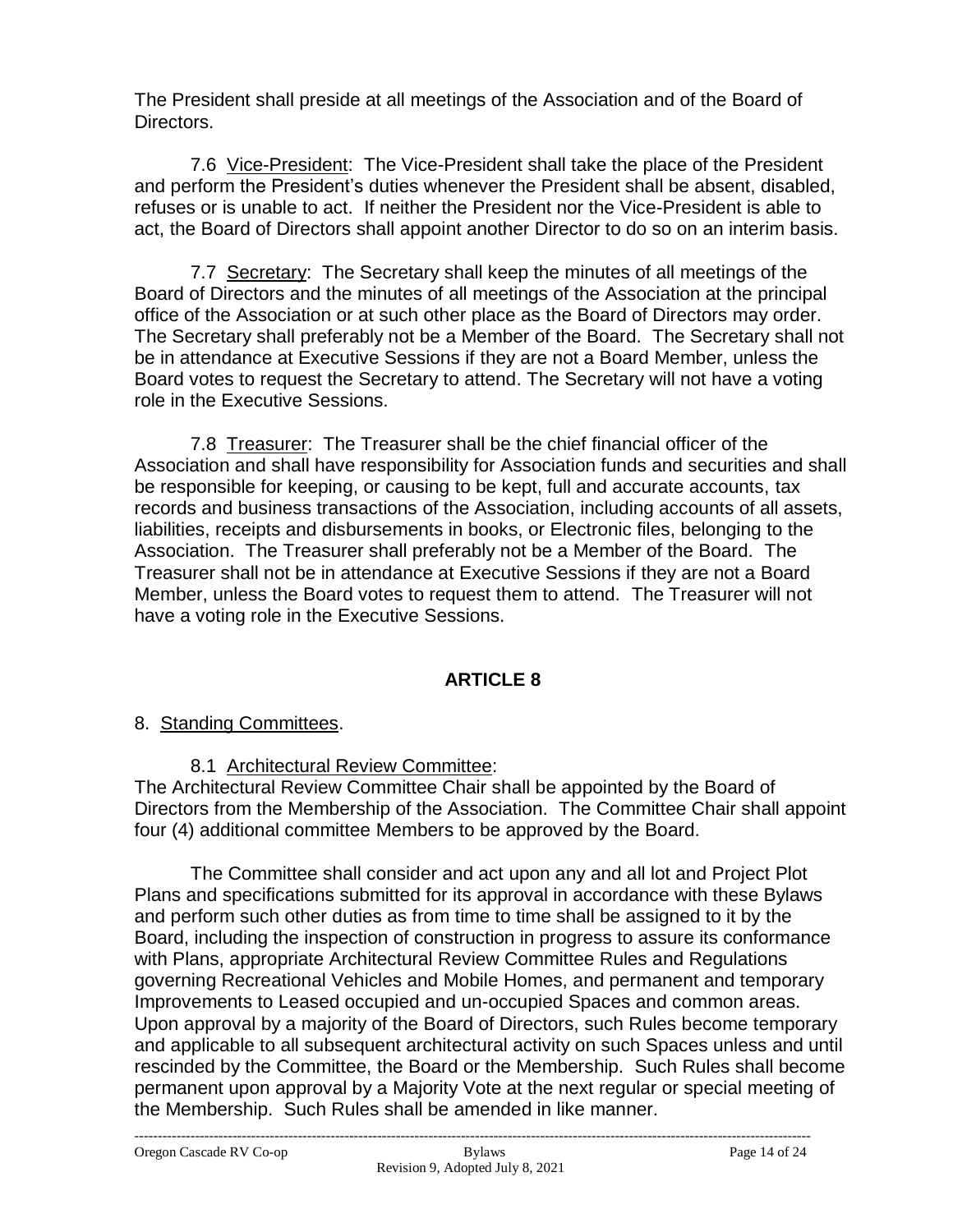The President shall preside at all meetings of the Association and of the Board of Directors.

7.6 Vice-President: The Vice-President shall take the place of the President and perform the President's duties whenever the President shall be absent, disabled, refuses or is unable to act. If neither the President nor the Vice-President is able to act, the Board of Directors shall appoint another Director to do so on an interim basis.

7.7 Secretary: The Secretary shall keep the minutes of all meetings of the Board of Directors and the minutes of all meetings of the Association at the principal office of the Association or at such other place as the Board of Directors may order. The Secretary shall preferably not be a Member of the Board. The Secretary shall not be in attendance at Executive Sessions if they are not a Board Member, unless the Board votes to request the Secretary to attend. The Secretary will not have a voting role in the Executive Sessions.

7.8 Treasurer: The Treasurer shall be the chief financial officer of the Association and shall have responsibility for Association funds and securities and shall be responsible for keeping, or causing to be kept, full and accurate accounts, tax records and business transactions of the Association, including accounts of all assets, liabilities, receipts and disbursements in books, or Electronic files, belonging to the Association. The Treasurer shall preferably not be a Member of the Board. The Treasurer shall not be in attendance at Executive Sessions if they are not a Board Member, unless the Board votes to request them to attend. The Treasurer will not have a voting role in the Executive Sessions.

## ARTICLE 8

8. Standing Committees.

8.1 Architectural Review Committee:
The Architectural Review Committee Chair shall be appointed by the Board of Directors from the Membership of the Association. The Committee Chair shall appoint four (4) additional committee Members to be approved by the Board.

The Committee shall consider and act upon any and all lot and Project Plot Plans and specifications submitted for its approval in accordance with these Bylaws and perform such other duties as from time to time shall be assigned to it by the Board, including the inspection of construction in progress to assure its conformance with Plans, appropriate Architectural Review Committee Rules and Regulations governing Recreational Vehicles and Mobile Homes, and permanent and temporary Improvements to Leased occupied and un-occupied Spaces and common areas. Upon approval by a majority of the Board of Directors, such Rules become temporary and applicable to all subsequent architectural activity on such Spaces unless and until rescinded by the Committee, the Board or the Membership. Such Rules shall become permanent upon approval by a Majority Vote at the next regular or special meeting of the Membership. Such Rules shall be amended in like manner.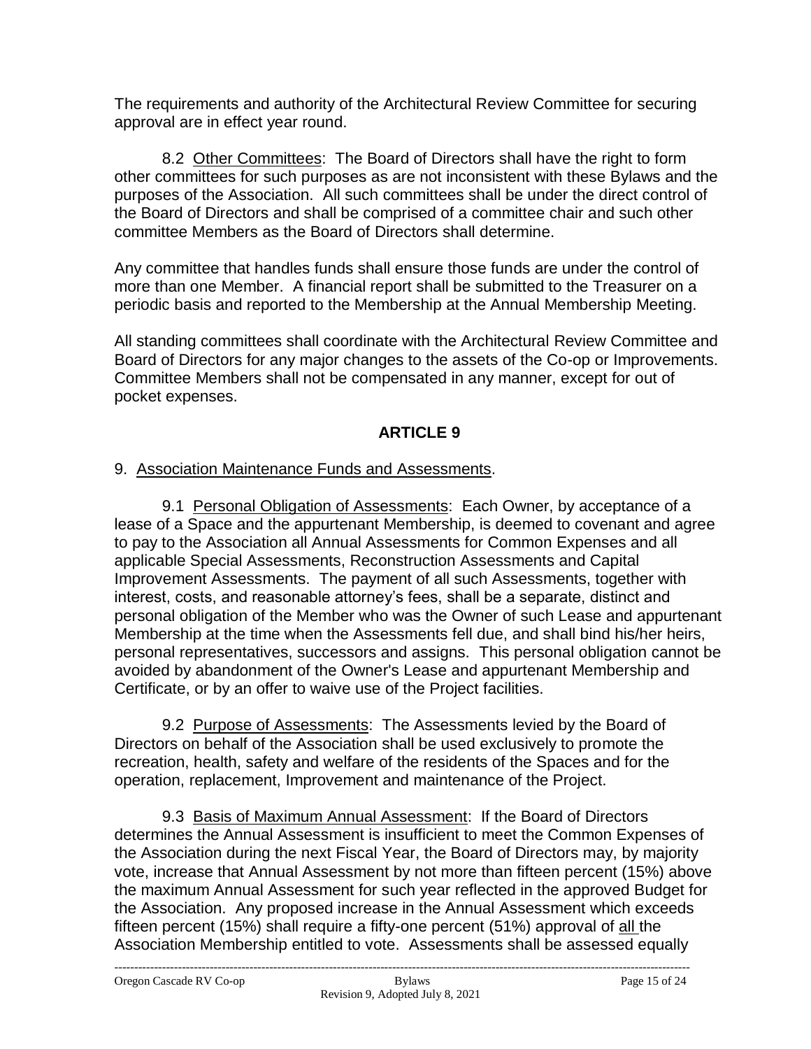The requirements and authority of the Architectural Review Committee for securing approval are in effect year round.

8.2 Other Committees: The Board of Directors shall have the right to form other committees for such purposes as are not inconsistent with these Bylaws and the purposes of the Association. All such committees shall be under the direct control of the Board of Directors and shall be comprised of a committee chair and such other committee Members as the Board of Directors shall determine.

Any committee that handles funds shall ensure those funds are under the control of more than one Member. A financial report shall be submitted to the Treasurer on a periodic basis and reported to the Membership at the Annual Membership Meeting.

All standing committees shall coordinate with the Architectural Review Committee and Board of Directors for any major changes to the assets of the Co-op or Improvements. Committee Members shall not be compensated in any manner, except for out of pocket expenses.

## ARTICLE 9

9. Association Maintenance Funds and Assessments.

9.1 Personal Obligation of Assessments: Each Owner, by acceptance of a lease of a Space and the appurtenant Membership, is deemed to covenant and agree to pay to the Association all Annual Assessments for Common Expenses and all applicable Special Assessments, Reconstruction Assessments and Capital Improvement Assessments. The payment of all such Assessments, together with interest, costs, and reasonable attorney's fees, shall be a separate, distinct and personal obligation of the Member who was the Owner of such Lease and appurtenant Membership at the time when the Assessments fell due, and shall bind his/her heirs, personal representatives, successors and assigns. This personal obligation cannot be avoided by abandonment of the Owner's Lease and appurtenant Membership and Certificate, or by an offer to waive use of the Project facilities.

9.2 Purpose of Assessments: The Assessments levied by the Board of Directors on behalf of the Association shall be used exclusively to promote the recreation, health, safety and welfare of the residents of the Spaces and for the operation, replacement, Improvement and maintenance of the Project.

9.3 Basis of Maximum Annual Assessment: If the Board of Directors determines the Annual Assessment is insufficient to meet the Common Expenses of the Association during the next Fiscal Year, the Board of Directors may, by majority vote, increase that Annual Assessment by not more than fifteen percent (15%) above the maximum Annual Assessment for such year reflected in the approved Budget for the Association. Any proposed increase in the Annual Assessment which exceeds fifteen percent (15%) shall require a fifty-one percent (51%) approval of all the Association Membership entitled to vote. Assessments shall be assessed equally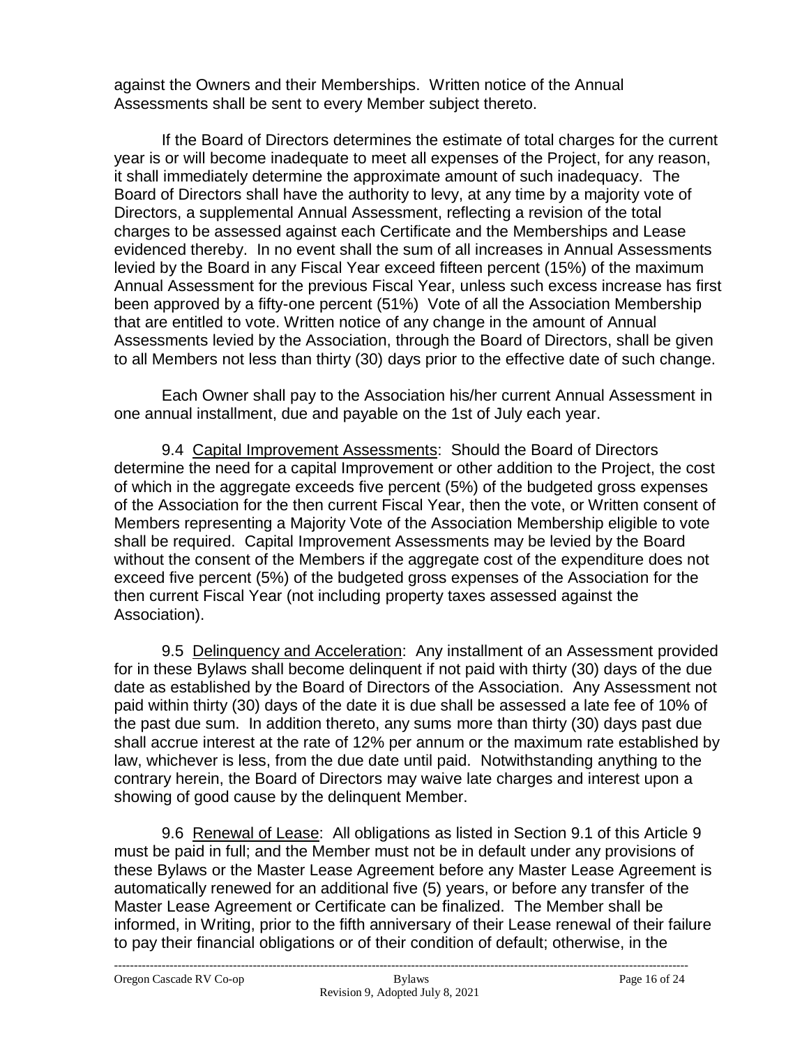against the Owners and their Memberships. Written notice of the Annual Assessments shall be sent to every Member subject thereto.

If the Board of Directors determines the estimate of total charges for the current year is or will become inadequate to meet all expenses of the Project, for any reason, it shall immediately determine the approximate amount of such inadequacy. The Board of Directors shall have the authority to levy, at any time by a majority vote of Directors, a supplemental Annual Assessment, reflecting a revision of the total charges to be assessed against each Certificate and the Memberships and Lease evidenced thereby. In no event shall the sum of all increases in Annual Assessments levied by the Board in any Fiscal Year exceed fifteen percent (15%) of the maximum Annual Assessment for the previous Fiscal Year, unless such excess increase has first been approved by a fifty-one percent (51%) Vote of all the Association Membership that are entitled to vote. Written notice of any change in the amount of Annual Assessments levied by the Association, through the Board of Directors, shall be given to all Members not less than thirty (30) days prior to the effective date of such change.

Each Owner shall pay to the Association his/her current Annual Assessment in one annual installment, due and payable on the 1st of July each year.

9.4 <u>Capital Improvement Assessments</u>: Should the Board of Directors determine the need for a capital Improvement or other addition to the Project, the cost of which in the aggregate exceeds five percent (5%) of the budgeted gross expenses of the Association for the then current Fiscal Year, then the vote, or Written consent of Members representing a Majority Vote of the Association Membership eligible to vote shall be required. Capital Improvement Assessments may be levied by the Board without the consent of the Members if the aggregate cost of the expenditure does not exceed five percent (5%) of the budgeted gross expenses of the Association for the then current Fiscal Year (not including property taxes assessed against the Association).

9.5 <u>Delinquency and Acceleration</u>: Any installment of an Assessment provided for in these Bylaws shall become delinquent if not paid with thirty (30) days of the due date as established by the Board of Directors of the Association. Any Assessment not paid within thirty (30) days of the date it is due shall be assessed a late fee of 10% of the past due sum. In addition thereto, any sums more than thirty (30) days past due shall accrue interest at the rate of 12% per annum or the maximum rate established by law, whichever is less, from the due date until paid. Notwithstanding anything to the contrary herein, the Board of Directors may waive late charges and interest upon a showing of good cause by the delinquent Member.

9.6 <u>Renewal of Lease</u>: All obligations as listed in Section 9.1 of this Article 9 must be paid in full; and the Member must not be in default under any provisions of these Bylaws or the Master Lease Agreement before any Master Lease Agreement is automatically renewed for an additional five (5) years, or before any transfer of the Master Lease Agreement or Certificate can be finalized. The Member shall be informed, in Writing, prior to the fifth anniversary of their Lease renewal of their failure to pay their financial obligations or of their condition of default; otherwise, in the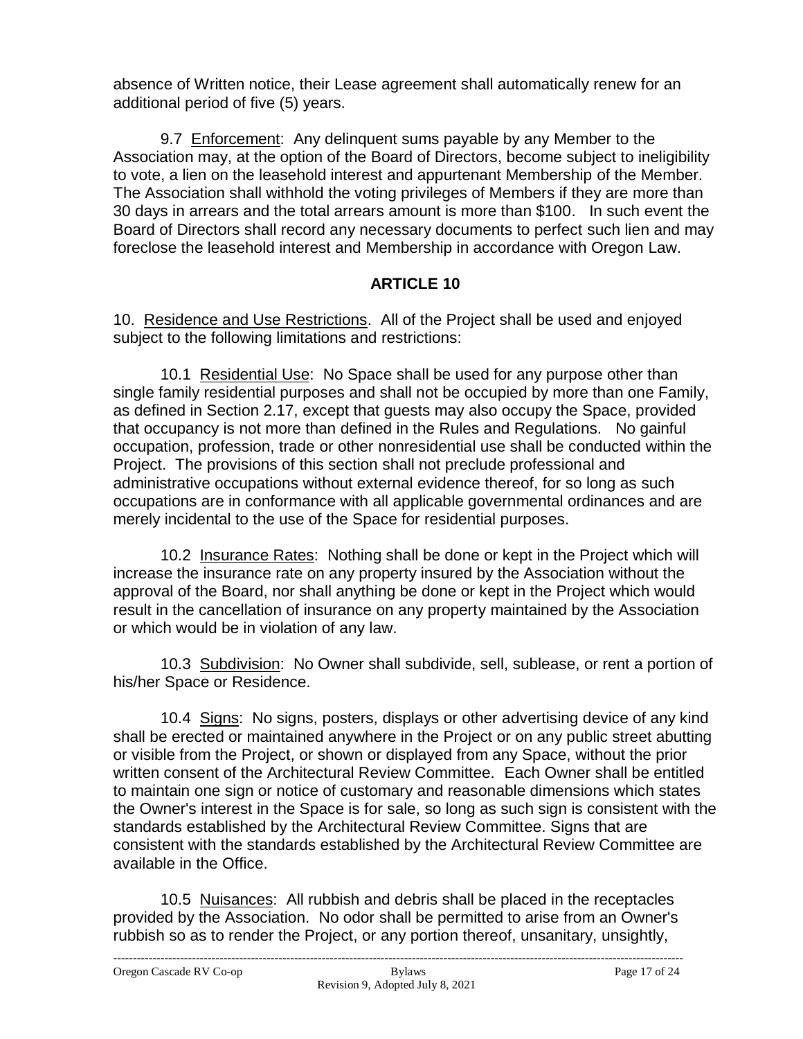absence of Written notice, their Lease agreement shall automatically renew for an additional period of five (5) years.

9.7 Enforcement: Any delinquent sums payable by any Member to the Association may, at the option of the Board of Directors, become subject to ineligibility to vote, a lien on the leasehold interest and appurtenant Membership of the Member. The Association shall withhold the voting privileges of Members if they are more than 30 days in arrears and the total arrears amount is more than $100. In such event the Board of Directors shall record any necessary documents to perfect such lien and may foreclose the leasehold interest and Membership in accordance with Oregon Law.

## ARTICLE 10

10. Residence and Use Restrictions. All of the Project shall be used and enjoyed subject to the following limitations and restrictions:

10.1 Residential Use: No Space shall be used for any purpose other than single family residential purposes and shall not be occupied by more than one Family, as defined in Section 2.17, except that guests may also occupy the Space, provided that occupancy is not more than defined in the Rules and Regulations. No gainful occupation, profession, trade or other nonresidential use shall be conducted within the Project. The provisions of this section shall not preclude professional and administrative occupations without external evidence thereof, for so long as such occupations are in conformance with all applicable governmental ordinances and are merely incidental to the use of the Space for residential purposes.

10.2 Insurance Rates: Nothing shall be done or kept in the Project which will increase the insurance rate on any property insured by the Association without the approval of the Board, nor shall anything be done or kept in the Project which would result in the cancellation of insurance on any property maintained by the Association or which would be in violation of any law.

10.3 Subdivision: No Owner shall subdivide, sell, sublease, or rent a portion of his/her Space or Residence.

10.4 Signs: No signs, posters, displays or other advertising device of any kind shall be erected or maintained anywhere in the Project or on any public street abutting or visible from the Project, or shown or displayed from any Space, without the prior written consent of the Architectural Review Committee. Each Owner shall be entitled to maintain one sign or notice of customary and reasonable dimensions which states the Owner's interest in the Space is for sale, so long as such sign is consistent with the standards established by the Architectural Review Committee. Signs that are consistent with the standards established by the Architectural Review Committee are available in the Office.

10.5 Nuisances: All rubbish and debris shall be placed in the receptacles provided by the Association. No odor shall be permitted to arise from an Owner's rubbish so as to render the Project, or any portion thereof, unsanitary, unsightly,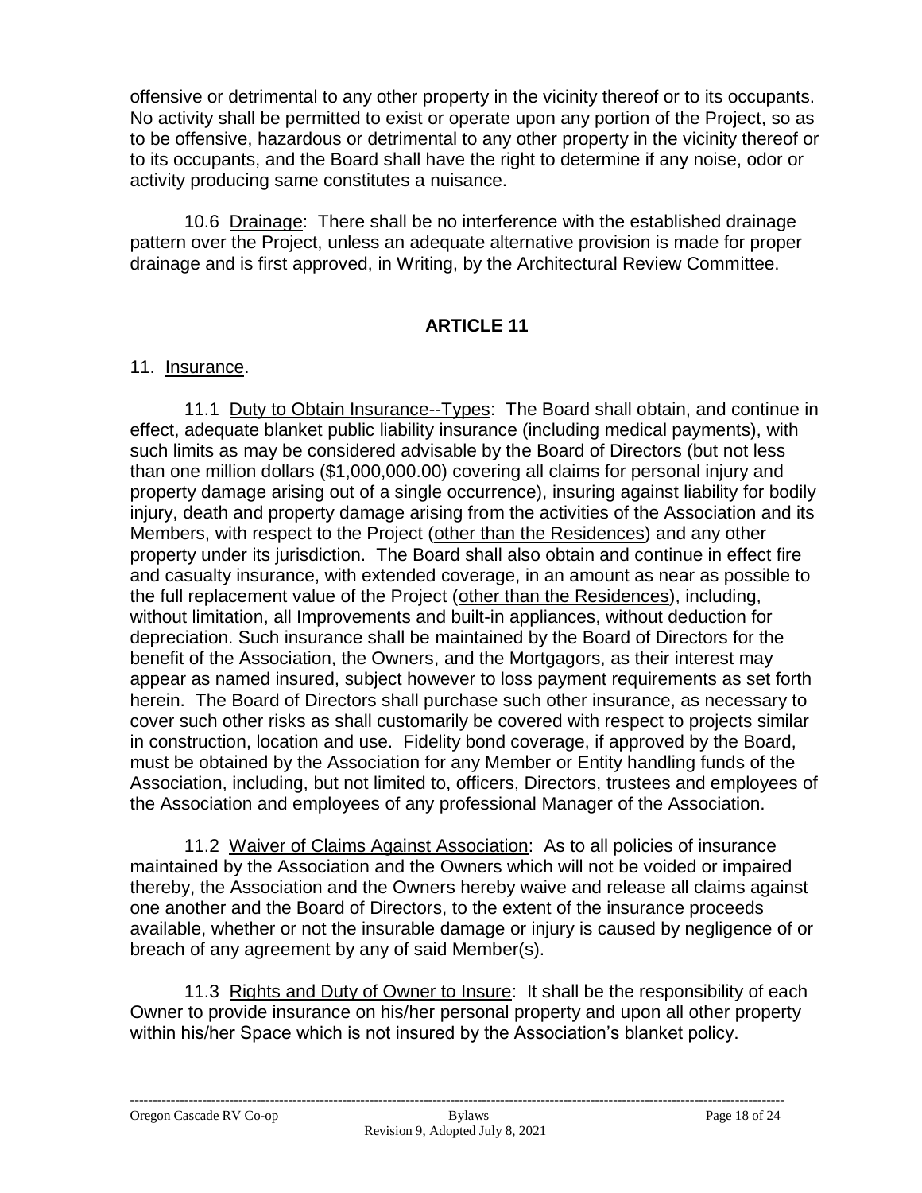offensive or detrimental to any other property in the vicinity thereof or to its occupants. No activity shall be permitted to exist or operate upon any portion of the Project, so as to be offensive, hazardous or detrimental to any other property in the vicinity thereof or to its occupants, and the Board shall have the right to determine if any noise, odor or activity producing same constitutes a nuisance.

10.6 Drainage: There shall be no interference with the established drainage pattern over the Project, unless an adequate alternative provision is made for proper drainage and is first approved, in Writing, by the Architectural Review Committee.

## ARTICLE 11

11. Insurance.

11.1 Duty to Obtain Insurance--Types: The Board shall obtain, and continue in effect, adequate blanket public liability insurance (including medical payments), with such limits as may be considered advisable by the Board of Directors (but not less than one million dollars ($1,000,000.00) covering all claims for personal injury and property damage arising out of a single occurrence), insuring against liability for bodily injury, death and property damage arising from the activities of the Association and its Members, with respect to the Project (other than the Residences) and any other property under its jurisdiction. The Board shall also obtain and continue in effect fire and casualty insurance, with extended coverage, in an amount as near as possible to the full replacement value of the Project (other than the Residences), including, without limitation, all Improvements and built-in appliances, without deduction for depreciation. Such insurance shall be maintained by the Board of Directors for the benefit of the Association, the Owners, and the Mortgagors, as their interest may appear as named insured, subject however to loss payment requirements as set forth herein. The Board of Directors shall purchase such other insurance, as necessary to cover such other risks as shall customarily be covered with respect to projects similar in construction, location and use. Fidelity bond coverage, if approved by the Board, must be obtained by the Association for any Member or Entity handling funds of the Association, including, but not limited to, officers, Directors, trustees and employees of the Association and employees of any professional Manager of the Association.

11.2 Waiver of Claims Against Association: As to all policies of insurance maintained by the Association and the Owners which will not be voided or impaired thereby, the Association and the Owners hereby waive and release all claims against one another and the Board of Directors, to the extent of the insurance proceeds available, whether or not the insurable damage or injury is caused by negligence of or breach of any agreement by any of said Member(s).

11.3 Rights and Duty of Owner to Insure: It shall be the responsibility of each Owner to provide insurance on his/her personal property and upon all other property within his/her Space which is not insured by the Association's blanket policy.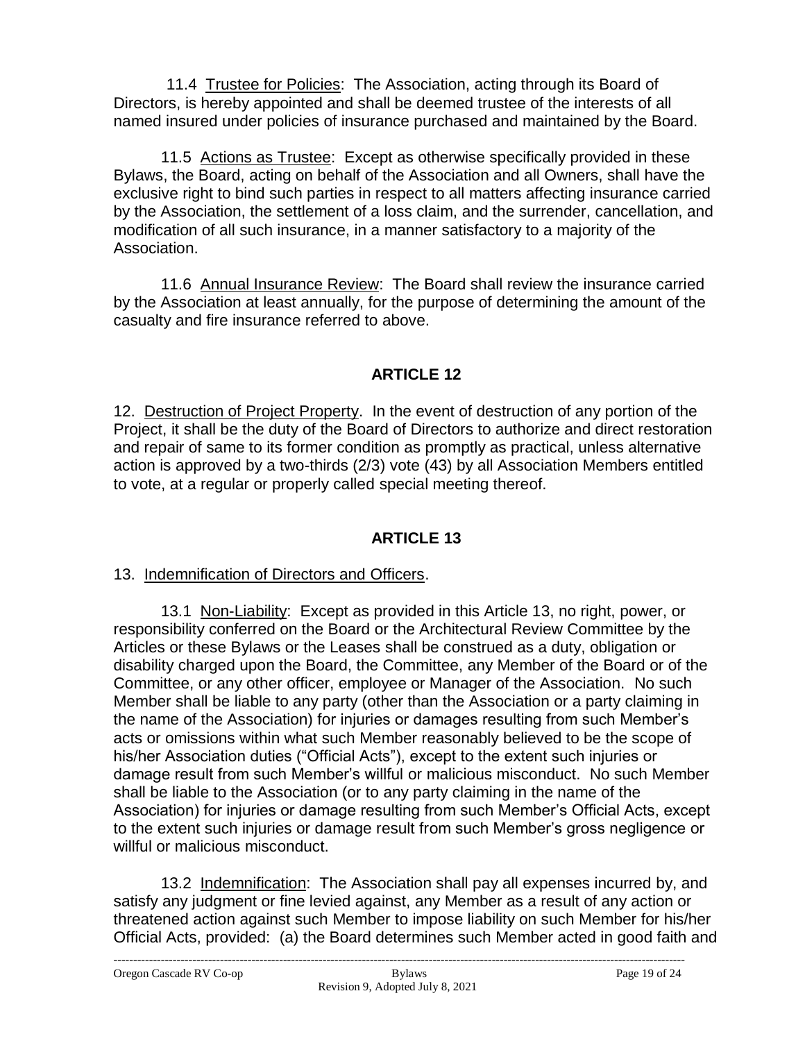11.4 Trustee for Policies: The Association, acting through its Board of Directors, is hereby appointed and shall be deemed trustee of the interests of all named insured under policies of insurance purchased and maintained by the Board.

11.5 Actions as Trustee: Except as otherwise specifically provided in these Bylaws, the Board, acting on behalf of the Association and all Owners, shall have the exclusive right to bind such parties in respect to all matters affecting insurance carried by the Association, the settlement of a loss claim, and the surrender, cancellation, and modification of all such insurance, in a manner satisfactory to a majority of the Association.

11.6 Annual Insurance Review: The Board shall review the insurance carried by the Association at least annually, for the purpose of determining the amount of the casualty and fire insurance referred to above.

## ARTICLE 12

12. Destruction of Project Property. In the event of destruction of any portion of the Project, it shall be the duty of the Board of Directors to authorize and direct restoration and repair of same to its former condition as promptly as practical, unless alternative action is approved by a two-thirds (2/3) vote (43) by all Association Members entitled to vote, at a regular or properly called special meeting thereof.

## ARTICLE 13

13. Indemnification of Directors and Officers.

13.1 Non-Liability: Except as provided in this Article 13, no right, power, or responsibility conferred on the Board or the Architectural Review Committee by the Articles or these Bylaws or the Leases shall be construed as a duty, obligation or disability charged upon the Board, the Committee, any Member of the Board or of the Committee, or any other officer, employee or Manager of the Association. No such Member shall be liable to any party (other than the Association or a party claiming in the name of the Association) for injuries or damages resulting from such Member's acts or omissions within what such Member reasonably believed to be the scope of his/her Association duties ("Official Acts"), except to the extent such injuries or damage result from such Member's willful or malicious misconduct. No such Member shall be liable to the Association (or to any party claiming in the name of the Association) for injuries or damage resulting from such Member's Official Acts, except to the extent such injuries or damage result from such Member's gross negligence or willful or malicious misconduct.

13.2 Indemnification: The Association shall pay all expenses incurred by, and satisfy any judgment or fine levied against, any Member as a result of any action or threatened action against such Member to impose liability on such Member for his/her Official Acts, provided: (a) the Board determines such Member acted in good faith and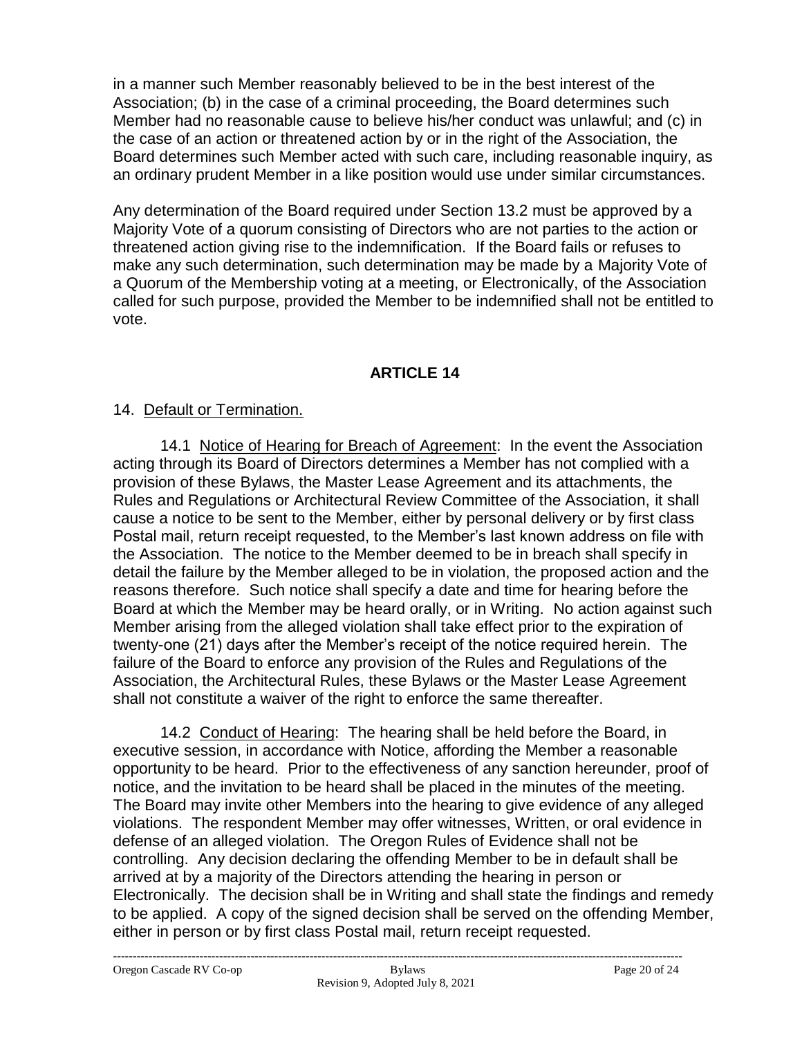in a manner such Member reasonably believed to be in the best interest of the Association; (b) in the case of a criminal proceeding, the Board determines such Member had no reasonable cause to believe his/her conduct was unlawful; and (c) in the case of an action or threatened action by or in the right of the Association, the Board determines such Member acted with such care, including reasonable inquiry, as an ordinary prudent Member in a like position would use under similar circumstances.

Any determination of the Board required under Section 13.2 must be approved by a Majority Vote of a quorum consisting of Directors who are not parties to the action or threatened action giving rise to the indemnification. If the Board fails or refuses to make any such determination, such determination may be made by a Majority Vote of a Quorum of the Membership voting at a meeting, or Electronically, of the Association called for such purpose, provided the Member to be indemnified shall not be entitled to vote.

## ARTICLE 14

14. Default or Termination.

14.1 Notice of Hearing for Breach of Agreement: In the event the Association acting through its Board of Directors determines a Member has not complied with a provision of these Bylaws, the Master Lease Agreement and its attachments, the Rules and Regulations or Architectural Review Committee of the Association, it shall cause a notice to be sent to the Member, either by personal delivery or by first class Postal mail, return receipt requested, to the Member's last known address on file with the Association. The notice to the Member deemed to be in breach shall specify in detail the failure by the Member alleged to be in violation, the proposed action and the reasons therefore. Such notice shall specify a date and time for hearing before the Board at which the Member may be heard orally, or in Writing. No action against such Member arising from the alleged violation shall take effect prior to the expiration of twenty-one (21) days after the Member's receipt of the notice required herein. The failure of the Board to enforce any provision of the Rules and Regulations of the Association, the Architectural Rules, these Bylaws or the Master Lease Agreement shall not constitute a waiver of the right to enforce the same thereafter.

14.2 Conduct of Hearing: The hearing shall be held before the Board, in executive session, in accordance with Notice, affording the Member a reasonable opportunity to be heard. Prior to the effectiveness of any sanction hereunder, proof of notice, and the invitation to be heard shall be placed in the minutes of the meeting. The Board may invite other Members into the hearing to give evidence of any alleged violations. The respondent Member may offer witnesses, Written, or oral evidence in defense of an alleged violation. The Oregon Rules of Evidence shall not be controlling. Any decision declaring the offending Member to be in default shall be arrived at by a majority of the Directors attending the hearing in person or Electronically. The decision shall be in Writing and shall state the findings and remedy to be applied. A copy of the signed decision shall be served on the offending Member, either in person or by first class Postal mail, return receipt requested.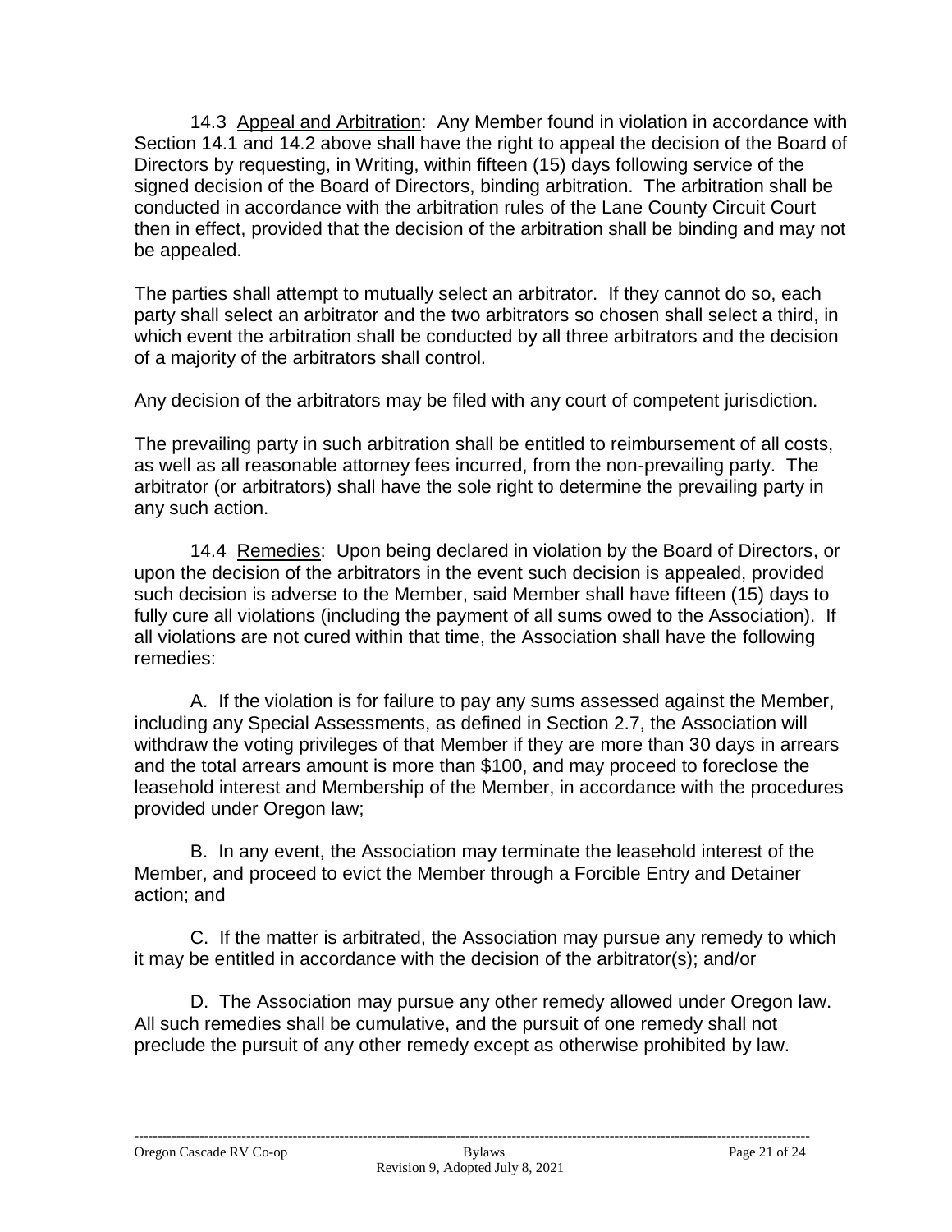14.3 Appeal and Arbitration: Any Member found in violation in accordance with Section 14.1 and 14.2 above shall have the right to appeal the decision of the Board of Directors by requesting, in Writing, within fifteen (15) days following service of the signed decision of the Board of Directors, binding arbitration. The arbitration shall be conducted in accordance with the arbitration rules of the Lane County Circuit Court then in effect, provided that the decision of the arbitration shall be binding and may not be appealed.

The parties shall attempt to mutually select an arbitrator. If they cannot do so, each party shall select an arbitrator and the two arbitrators so chosen shall select a third, in which event the arbitration shall be conducted by all three arbitrators and the decision of a majority of the arbitrators shall control.

Any decision of the arbitrators may be filed with any court of competent jurisdiction.

The prevailing party in such arbitration shall be entitled to reimbursement of all costs, as well as all reasonable attorney fees incurred, from the non-prevailing party. The arbitrator (or arbitrators) shall have the sole right to determine the prevailing party in any such action.

14.4 Remedies: Upon being declared in violation by the Board of Directors, or upon the decision of the arbitrators in the event such decision is appealed, provided such decision is adverse to the Member, said Member shall have fifteen (15) days to fully cure all violations (including the payment of all sums owed to the Association). If all violations are not cured within that time, the Association shall have the following remedies:

A. If the violation is for failure to pay any sums assessed against the Member, including any Special Assessments, as defined in Section 2.7, the Association will withdraw the voting privileges of that Member if they are more than 30 days in arrears and the total arrears amount is more than $100, and may proceed to foreclose the leasehold interest and Membership of the Member, in accordance with the procedures provided under Oregon law;

B. In any event, the Association may terminate the leasehold interest of the Member, and proceed to evict the Member through a Forcible Entry and Detainer action; and

C. If the matter is arbitrated, the Association may pursue any remedy to which it may be entitled in accordance with the decision of the arbitrator(s); and/or

D. The Association may pursue any other remedy allowed under Oregon law. All such remedies shall be cumulative, and the pursuit of one remedy shall not preclude the pursuit of any other remedy except as otherwise prohibited by law.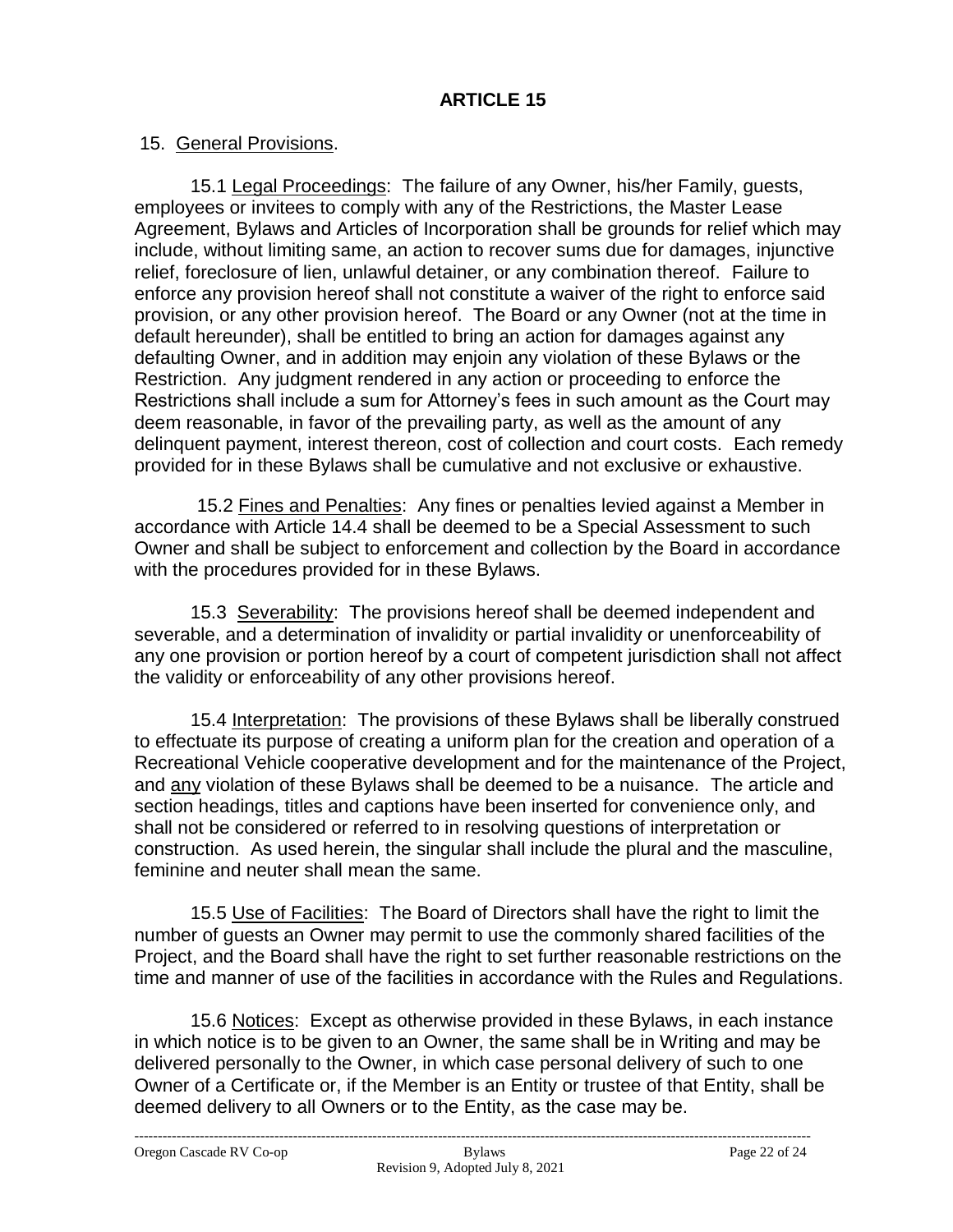## ARTICLE 15

15. General Provisions.

15.1 Legal Proceedings: The failure of any Owner, his/her Family, guests, employees or invitees to comply with any of the Restrictions, the Master Lease Agreement, Bylaws and Articles of Incorporation shall be grounds for relief which may include, without limiting same, an action to recover sums due for damages, injunctive relief, foreclosure of lien, unlawful detainer, or any combination thereof. Failure to enforce any provision hereof shall not constitute a waiver of the right to enforce said provision, or any other provision hereof. The Board or any Owner (not at the time in default hereunder), shall be entitled to bring an action for damages against any defaulting Owner, and in addition may enjoin any violation of these Bylaws or the Restriction. Any judgment rendered in any action or proceeding to enforce the Restrictions shall include a sum for Attorney's fees in such amount as the Court may deem reasonable, in favor of the prevailing party, as well as the amount of any delinquent payment, interest thereon, cost of collection and court costs. Each remedy provided for in these Bylaws shall be cumulative and not exclusive or exhaustive.

15.2 Fines and Penalties: Any fines or penalties levied against a Member in accordance with Article 14.4 shall be deemed to be a Special Assessment to such Owner and shall be subject to enforcement and collection by the Board in accordance with the procedures provided for in these Bylaws.

15.3 Severability: The provisions hereof shall be deemed independent and severable, and a determination of invalidity or partial invalidity or unenforceability of any one provision or portion hereof by a court of competent jurisdiction shall not affect the validity or enforceability of any other provisions hereof.

15.4 Interpretation: The provisions of these Bylaws shall be liberally construed to effectuate its purpose of creating a uniform plan for the creation and operation of a Recreational Vehicle cooperative development and for the maintenance of the Project, and any violation of these Bylaws shall be deemed to be a nuisance. The article and section headings, titles and captions have been inserted for convenience only, and shall not be considered or referred to in resolving questions of interpretation or construction. As used herein, the singular shall include the plural and the masculine, feminine and neuter shall mean the same.

15.5 Use of Facilities: The Board of Directors shall have the right to limit the number of guests an Owner may permit to use the commonly shared facilities of the Project, and the Board shall have the right to set further reasonable restrictions on the time and manner of use of the facilities in accordance with the Rules and Regulations.

15.6 Notices: Except as otherwise provided in these Bylaws, in each instance in which notice is to be given to an Owner, the same shall be in Writing and may be delivered personally to the Owner, in which case personal delivery of such to one Owner of a Certificate or, if the Member is an Entity or trustee of that Entity, shall be deemed delivery to all Owners or to the Entity, as the case may be.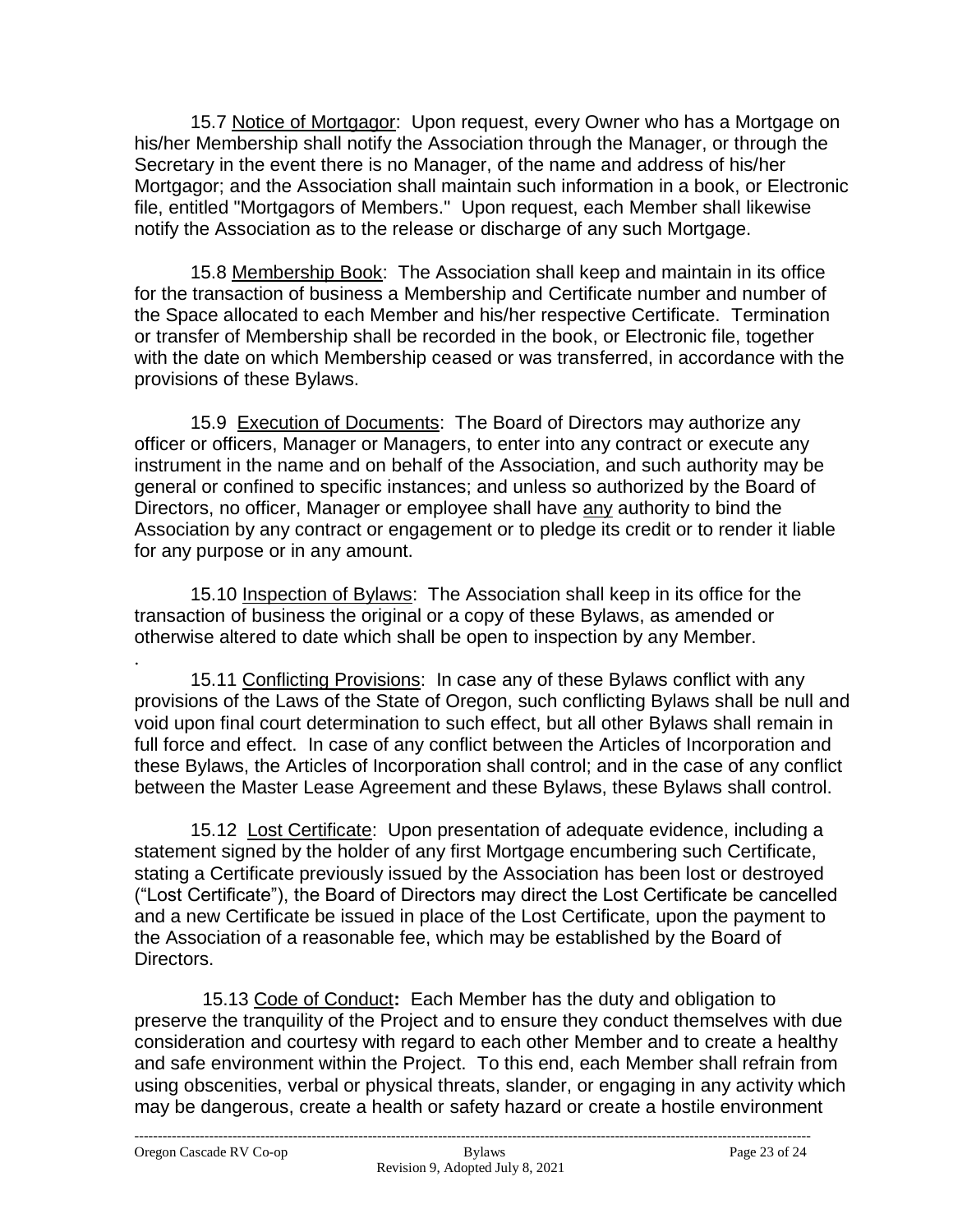15.7 Notice of Mortgagor: Upon request, every Owner who has a Mortgage on his/her Membership shall notify the Association through the Manager, or through the Secretary in the event there is no Manager, of the name and address of his/her Mortgagor; and the Association shall maintain such information in a book, or Electronic file, entitled "Mortgagors of Members." Upon request, each Member shall likewise notify the Association as to the release or discharge of any such Mortgage.

15.8 Membership Book: The Association shall keep and maintain in its office for the transaction of business a Membership and Certificate number and number of the Space allocated to each Member and his/her respective Certificate. Termination or transfer of Membership shall be recorded in the book, or Electronic file, together with the date on which Membership ceased or was transferred, in accordance with the provisions of these Bylaws.

15.9 Execution of Documents: The Board of Directors may authorize any officer or officers, Manager or Managers, to enter into any contract or execute any instrument in the name and on behalf of the Association, and such authority may be general or confined to specific instances; and unless so authorized by the Board of Directors, no officer, Manager or employee shall have any authority to bind the Association by any contract or engagement or to pledge its credit or to render it liable for any purpose or in any amount.

15.10 Inspection of Bylaws: The Association shall keep in its office for the transaction of business the original or a copy of these Bylaws, as amended or otherwise altered to date which shall be open to inspection by any Member.

15.11 Conflicting Provisions: In case any of these Bylaws conflict with any provisions of the Laws of the State of Oregon, such conflicting Bylaws shall be null and void upon final court determination to such effect, but all other Bylaws shall remain in full force and effect. In case of any conflict between the Articles of Incorporation and these Bylaws, the Articles of Incorporation shall control; and in the case of any conflict between the Master Lease Agreement and these Bylaws, these Bylaws shall control.

15.12 Lost Certificate: Upon presentation of adequate evidence, including a statement signed by the holder of any first Mortgage encumbering such Certificate, stating a Certificate previously issued by the Association has been lost or destroyed ("Lost Certificate"), the Board of Directors may direct the Lost Certificate be cancelled and a new Certificate be issued in place of the Lost Certificate, upon the payment to the Association of a reasonable fee, which may be established by the Board of Directors.

15.13 Code of Conduct**:** Each Member has the duty and obligation to preserve the tranquility of the Project and to ensure they conduct themselves with due consideration and courtesy with regard to each other Member and to create a healthy and safe environment within the Project. To this end, each Member shall refrain from using obscenities, verbal or physical threats, slander, or engaging in any activity which may be dangerous, create a health or safety hazard or create a hostile environment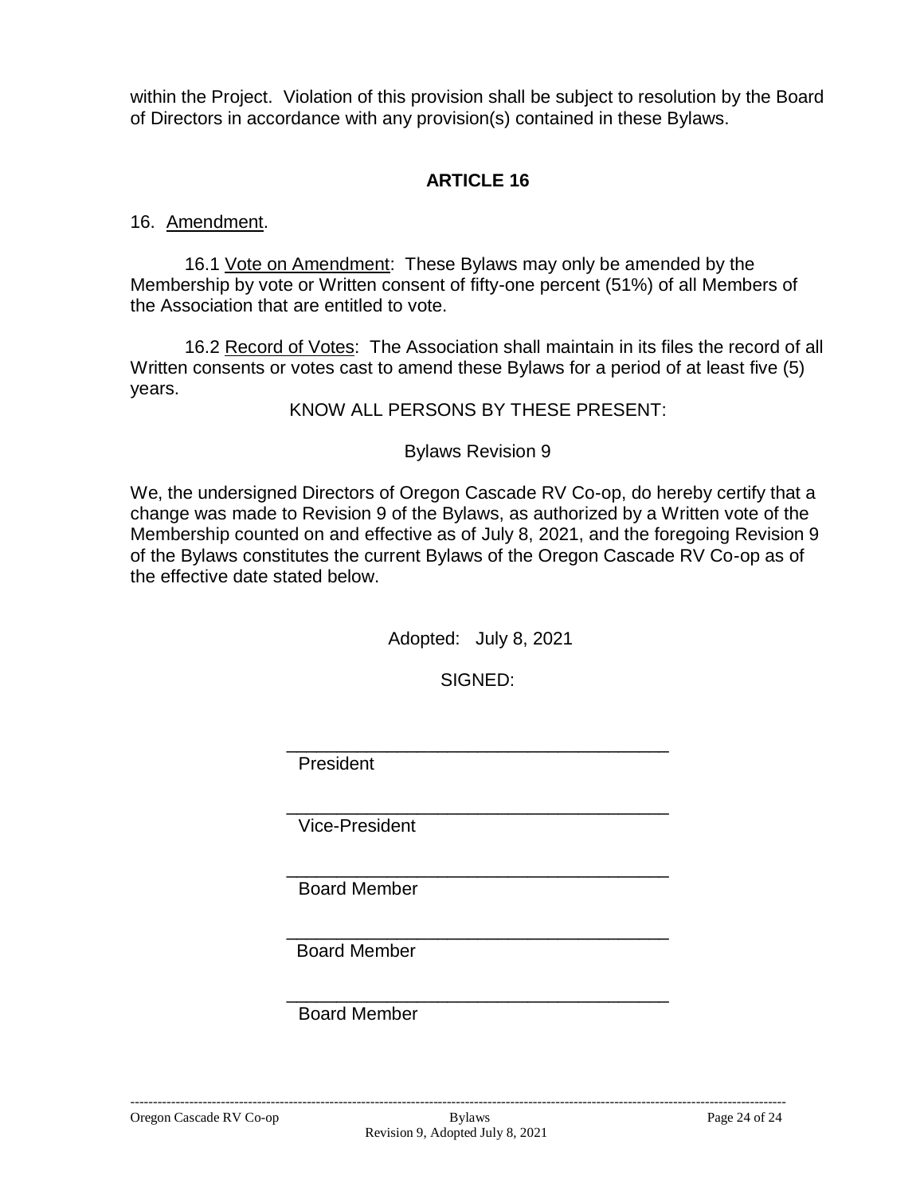within the Project. Violation of this provision shall be subject to resolution by the Board of Directors in accordance with any provision(s) contained in these Bylaws.

## ARTICLE 16

16. Amendment.

16.1 Vote on Amendment: These Bylaws may only be amended by the Membership by vote or Written consent of fifty-one percent (51%) of all Members of the Association that are entitled to vote.

16.2 Record of Votes: The Association shall maintain in its files the record of all Written consents or votes cast to amend these Bylaws for a period of at least five (5) years.

KNOW ALL PERSONS BY THESE PRESENT:

Bylaws Revision 9

We, the undersigned Directors of Oregon Cascade RV Co-op, do hereby certify that a change was made to Revision 9 of the Bylaws, as authorized by a Written vote of the Membership counted on and effective as of July 8, 2021, and the foregoing Revision 9 of the Bylaws constitutes the current Bylaws of the Oregon Cascade RV Co-op as of the effective date stated below.

Adopted: July 8, 2021

SIGNED:

\_\_\_\_\_\_\_\_\_\_\_\_\_\_\_\_\_\_\_\_\_\_\_\_\_\_\_\_\_\_\_\_\_\_\_\_\_\_
President

\_\_\_\_\_\_\_\_\_\_\_\_\_\_\_\_\_\_\_\_\_\_\_\_\_\_\_\_\_\_\_\_\_\_\_\_\_\_
Vice-President

\_\_\_\_\_\_\_\_\_\_\_\_\_\_\_\_\_\_\_\_\_\_\_\_\_\_\_\_\_\_\_\_\_\_\_\_\_\_
Board Member

\_\_\_\_\_\_\_\_\_\_\_\_\_\_\_\_\_\_\_\_\_\_\_\_\_\_\_\_\_\_\_\_\_\_\_\_\_\_
Board Member

\_\_\_\_\_\_\_\_\_\_\_\_\_\_\_\_\_\_\_\_\_\_\_\_\_\_\_\_\_\_\_\_\_\_\_\_\_\_
Board Member